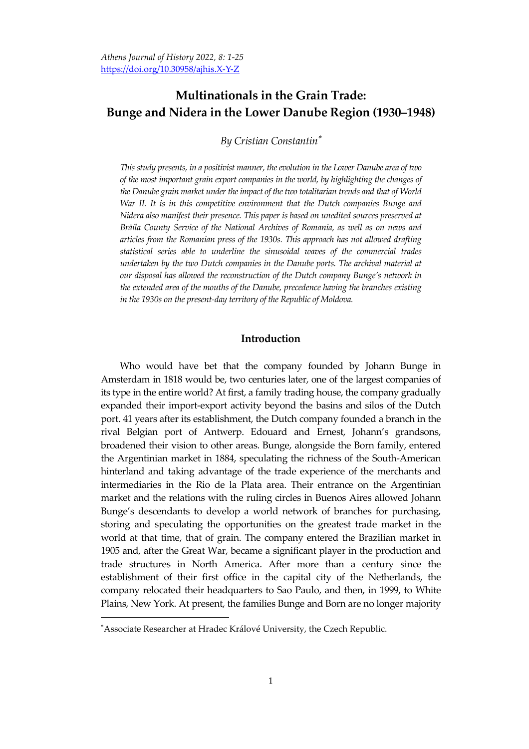*Athens Journal of History 2022, 8: 1-25*
https://doi.org/10.30958/ajhis.X-Y-Z

# Multinationals in the Grain Trade: Bunge and Nidera in the Lower Danube Region (1930–1948)

*By Cristian Constantin*[*]

*This study presents, in a positivist manner, the evolution in the Lower Danube area of two of the most important grain export companies in the world, by highlighting the changes of the Danube grain market under the impact of the two totalitarian trends and that of World War II. It is in this competitive environment that the Dutch companies Bunge and Nidera also manifest their presence. This paper is based on unedited sources preserved at Brăila County Service of the National Archives of Romania, as well as on news and articles from the Romanian press of the 1930s. This approach has not allowed drafting statistical series able to underline the sinusoidal waves of the commercial trades undertaken by the two Dutch companies in the Danube ports. The archival material at our disposal has allowed the reconstruction of the Dutch company Bunge's network in the extended area of the mouths of the Danube, precedence having the branches existing in the 1930s on the present-day territory of the Republic of Moldova.*

## Introduction

Who would have bet that the company founded by Johann Bunge in Amsterdam in 1818 would be, two centuries later, one of the largest companies of its type in the entire world? At first, a family trading house, the company gradually expanded their import-export activity beyond the basins and silos of the Dutch port. 41 years after its establishment, the Dutch company founded a branch in the rival Belgian port of Antwerp. Edouard and Ernest, Johann's grandsons, broadened their vision to other areas. Bunge, alongside the Born family, entered the Argentinian market in 1884, speculating the richness of the South-American hinterland and taking advantage of the trade experience of the merchants and intermediaries in the Rio de la Plata area. Their entrance on the Argentinian market and the relations with the ruling circles in Buenos Aires allowed Johann Bunge's descendants to develop a world network of branches for purchasing, storing and speculating the opportunities on the greatest trade market in the world at that time, that of grain. The company entered the Brazilian market in 1905 and, after the Great War, became a significant player in the production and trade structures in North America. After more than a century since the establishment of their first office in the capital city of the Netherlands, the company relocated their headquarters to Sao Paulo, and then, in 1999, to White Plains, New York. At present, the families Bunge and Born are no longer majority

[*] Associate Researcher at Hradec Králové University, the Czech Republic.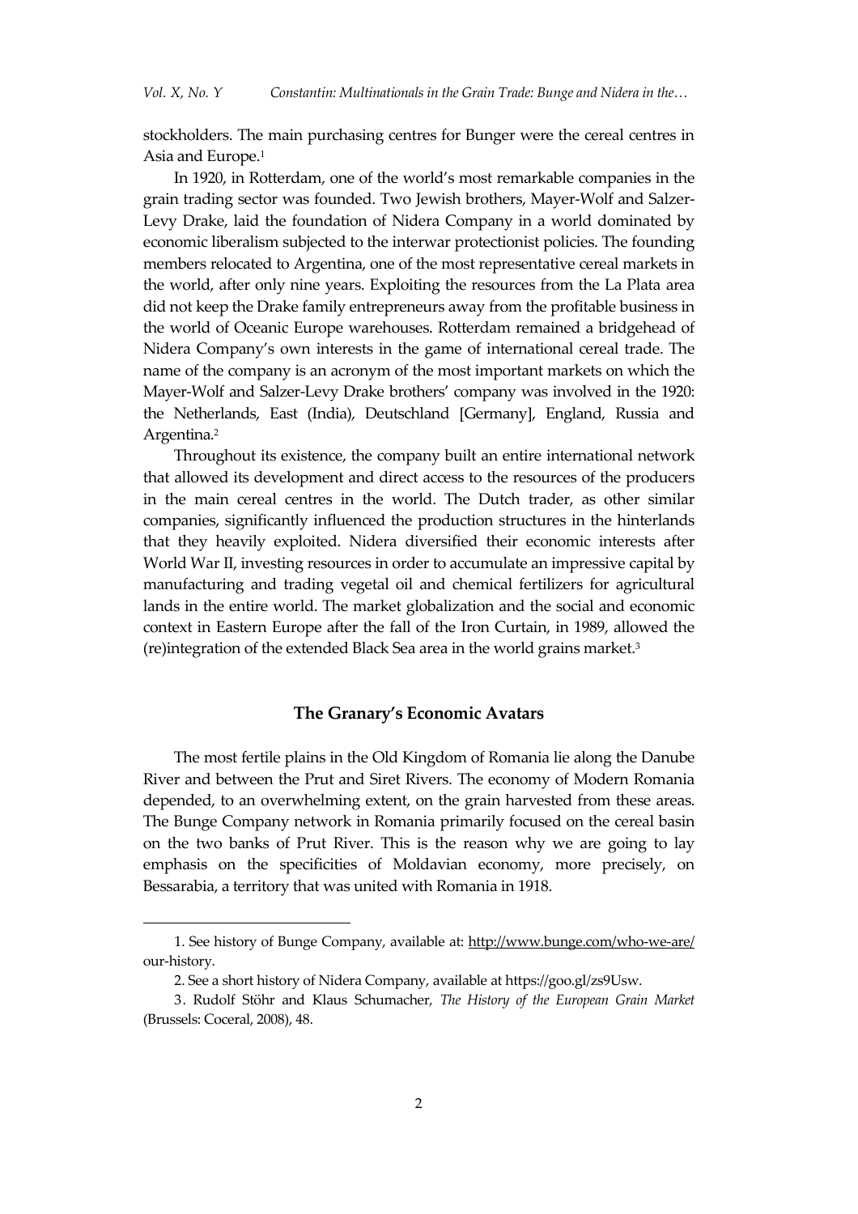stockholders. The main purchasing centres for Bunger were the cereal centres in Asia and Europe.[1]

In 1920, in Rotterdam, one of the world's most remarkable companies in the grain trading sector was founded. Two Jewish brothers, Mayer-Wolf and Salzer-Levy Drake, laid the foundation of Nidera Company in a world dominated by economic liberalism subjected to the interwar protectionist policies. The founding members relocated to Argentina, one of the most representative cereal markets in the world, after only nine years. Exploiting the resources from the La Plata area did not keep the Drake family entrepreneurs away from the profitable business in the world of Oceanic Europe warehouses. Rotterdam remained a bridgehead of Nidera Company's own interests in the game of international cereal trade. The name of the company is an acronym of the most important markets on which the Mayer-Wolf and Salzer-Levy Drake brothers' company was involved in the 1920: the Netherlands, East (India), Deutschland [Germany], England, Russia and Argentina.[2]

Throughout its existence, the company built an entire international network that allowed its development and direct access to the resources of the producers in the main cereal centres in the world. The Dutch trader, as other similar companies, significantly influenced the production structures in the hinterlands that they heavily exploited. Nidera diversified their economic interests after World War II, investing resources in order to accumulate an impressive capital by manufacturing and trading vegetal oil and chemical fertilizers for agricultural lands in the entire world. The market globalization and the social and economic context in Eastern Europe after the fall of the Iron Curtain, in 1989, allowed the (re)integration of the extended Black Sea area in the world grains market.[3]

## The Granary's Economic Avatars

The most fertile plains in the Old Kingdom of Romania lie along the Danube River and between the Prut and Siret Rivers. The economy of Modern Romania depended, to an overwhelming extent, on the grain harvested from these areas. The Bunge Company network in Romania primarily focused on the cereal basin on the two banks of Prut River. This is the reason why we are going to lay emphasis on the specificities of Moldavian economy, more precisely, on Bessarabia, a territory that was united with Romania in 1918.

---

1. See history of Bunge Company, available at: http://www.bunge.com/who-we-are/our-history.

2. See a short history of Nidera Company, available at https://goo.gl/zs9Usw.

3. Rudolf Stöhr and Klaus Schumacher, *The History of the European Grain Market* (Brussels: Coceral, 2008), 48.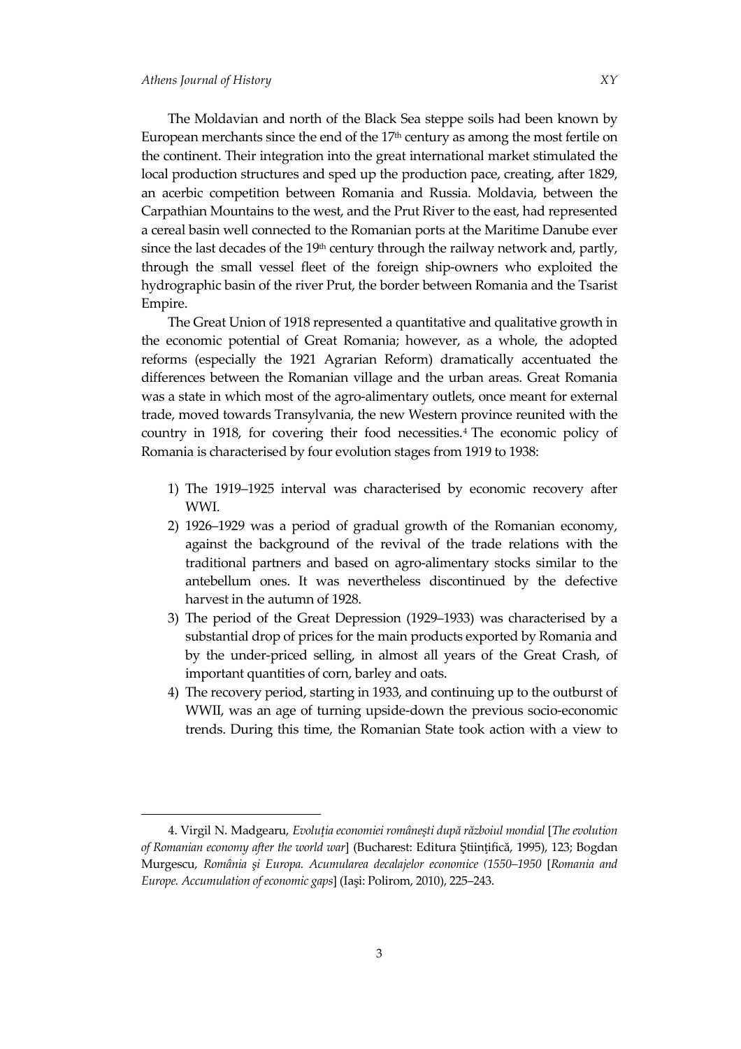The Moldavian and north of the Black Sea steppe soils had been known by European merchants since the end of the 17th century as among the most fertile on the continent. Their integration into the great international market stimulated the local production structures and sped up the production pace, creating, after 1829, an acerbic competition between Romania and Russia. Moldavia, between the Carpathian Mountains to the west, and the Prut River to the east, had represented a cereal basin well connected to the Romanian ports at the Maritime Danube ever since the last decades of the 19th century through the railway network and, partly, through the small vessel fleet of the foreign ship-owners who exploited the hydrographic basin of the river Prut, the border between Romania and the Tsarist Empire.

The Great Union of 1918 represented a quantitative and qualitative growth in the economic potential of Great Romania; however, as a whole, the adopted reforms (especially the 1921 Agrarian Reform) dramatically accentuated the differences between the Romanian village and the urban areas. Great Romania was a state in which most of the agro-alimentary outlets, once meant for external trade, moved towards Transylvania, the new Western province reunited with the country in 1918, for covering their food necessities.[4] The economic policy of Romania is characterised by four evolution stages from 1919 to 1938:

1) The 1919–1925 interval was characterised by economic recovery after WWI.
2) 1926–1929 was a period of gradual growth of the Romanian economy, against the background of the revival of the trade relations with the traditional partners and based on agro-alimentary stocks similar to the antebellum ones. It was nevertheless discontinued by the defective harvest in the autumn of 1928.
3) The period of the Great Depression (1929–1933) was characterised by a substantial drop of prices for the main products exported by Romania and by the under-priced selling, in almost all years of the Great Crash, of important quantities of corn, barley and oats.
4) The recovery period, starting in 1933, and continuing up to the outburst of WWII, was an age of turning upside-down the previous socio-economic trends. During this time, the Romanian State took action with a view to

4. Virgil N. Madgearu, *Evoluția economiei românești după războiul mondial* [*The evolution of Romanian economy after the world war*] (Bucharest: Editura Științifică, 1995), 123; Bogdan Murgescu, *România și Europa. Acumularea decalajelor economice (1550–1950* [*Romania and Europe. Accumulation of economic gaps*] (Iași: Polirom, 2010), 225–243.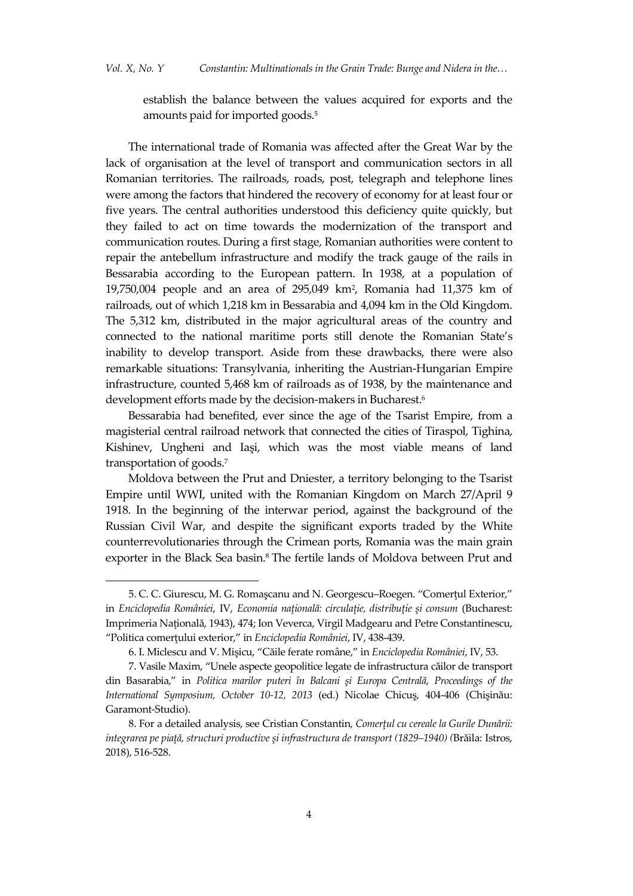establish the balance between the values acquired for exports and the amounts paid for imported goods.[5]

The international trade of Romania was affected after the Great War by the lack of organisation at the level of transport and communication sectors in all Romanian territories. The railroads, roads, post, telegraph and telephone lines were among the factors that hindered the recovery of economy for at least four or five years. The central authorities understood this deficiency quite quickly, but they failed to act on time towards the modernization of the transport and communication routes. During a first stage, Romanian authorities were content to repair the antebellum infrastructure and modify the track gauge of the rails in Bessarabia according to the European pattern. In 1938, at a population of 19,750,004 people and an area of 295,049 km$^2$, Romania had 11,375 km of railroads, out of which 1,218 km in Bessarabia and 4,094 km in the Old Kingdom. The 5,312 km, distributed in the major agricultural areas of the country and connected to the national maritime ports still denote the Romanian State's inability to develop transport. Aside from these drawbacks, there were also remarkable situations: Transylvania, inheriting the Austrian-Hungarian Empire infrastructure, counted 5,468 km of railroads as of 1938, by the maintenance and development efforts made by the decision-makers in Bucharest.[6]

Bessarabia had benefited, ever since the age of the Tsarist Empire, from a magisterial central railroad network that connected the cities of Tiraspol, Tighina, Kishinev, Ungheni and Iaşi, which was the most viable means of land transportation of goods.[7]

Moldova between the Prut and Dniester, a territory belonging to the Tsarist Empire until WWI, united with the Romanian Kingdom on March 27/April 9 1918. In the beginning of the interwar period, against the background of the Russian Civil War, and despite the significant exports traded by the White counterrevolutionaries through the Crimean ports, Romania was the main grain exporter in the Black Sea basin.[8] The fertile lands of Moldova between Prut and

---

5. C. C. Giurescu, M. G. Romaşcanu and N. Georgescu–Roegen. "Comerţul Exterior," in *Enciclopedia României*, IV, *Economia naţională: circulaţie, distribuţie şi consum* (Bucharest: Imprimeria Naţională, 1943), 474; Ion Veverca, Virgil Madgearu and Petre Constantinescu, "Politica comerţului exterior," in *Enciclopedia României*, IV, 438-439.

6. I. Miclescu and V. Mişicu, "Căile ferate române," in *Enciclopedia României*, IV, 53.

7. Vasile Maxim, "Unele aspecte geopolitice legate de infrastructura căilor de transport din Basarabia," in *Politica marilor puteri în Balcani şi Europa Centrală, Proceedings of the International Symposium, October 10-12, 2013* (ed.) Nicolae Chicuş, 404-406 (Chişinău: Garamont-Studio).

8. For a detailed analysis, see Cristian Constantin, *Comerţul cu cereale la Gurile Dunării: integrarea pe piaţă, structuri productive şi infrastructura de transport (1829–1940)* (Brăila: Istros, 2018), 516-528.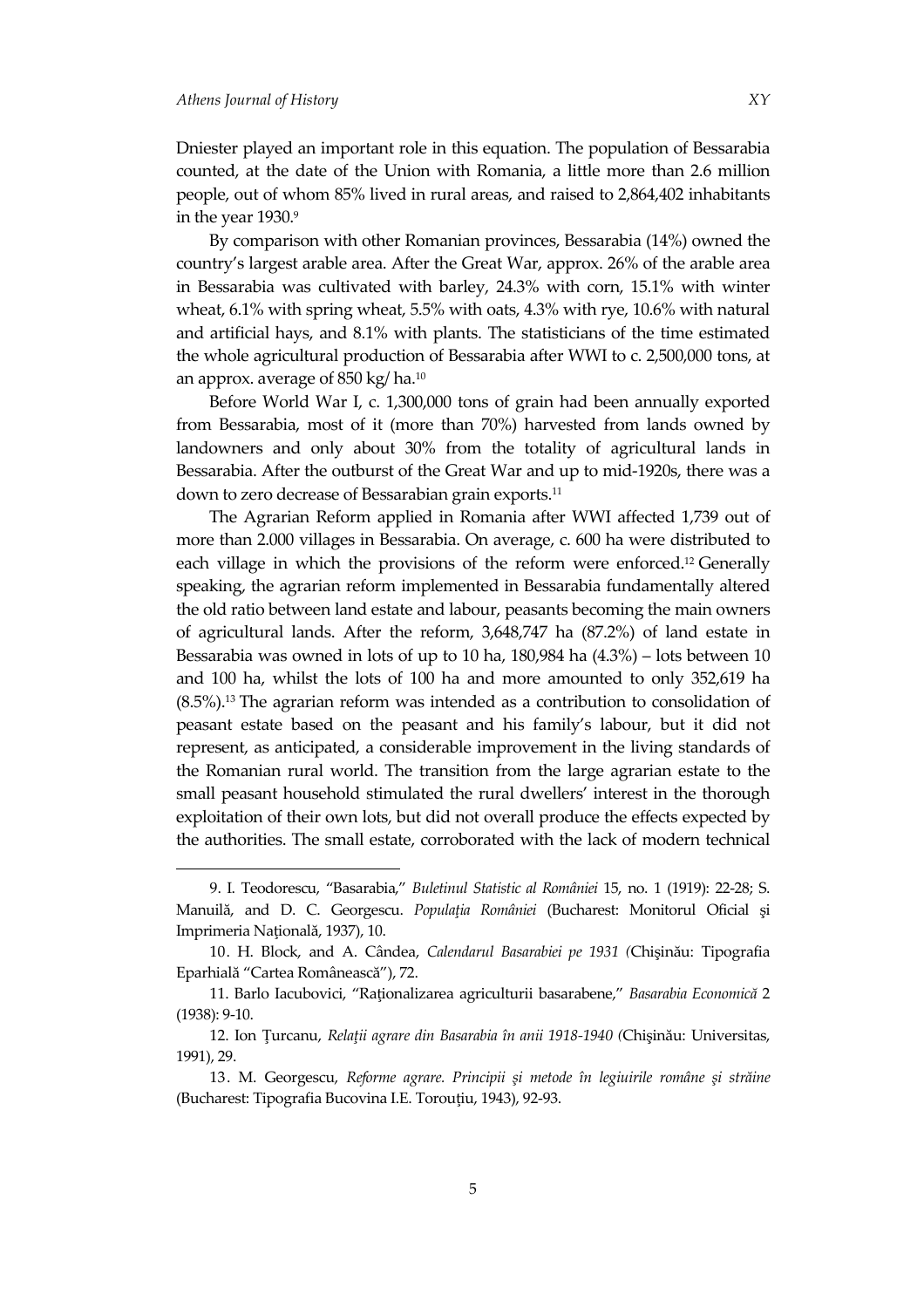Dniester played an important role in this equation. The population of Bessarabia counted, at the date of the Union with Romania, a little more than 2.6 million people, out of whom 85% lived in rural areas, and raised to 2,864,402 inhabitants in the year 1930.[9]

By comparison with other Romanian provinces, Bessarabia (14%) owned the country's largest arable area. After the Great War, approx. 26% of the arable area in Bessarabia was cultivated with barley, 24.3% with corn, 15.1% with winter wheat, 6.1% with spring wheat, 5.5% with oats, 4.3% with rye, 10.6% with natural and artificial hays, and 8.1% with plants. The statisticians of the time estimated the whole agricultural production of Bessarabia after WWI to c. 2,500,000 tons, at an approx. average of 850 kg/ ha.[10]

Before World War I, c. 1,300,000 tons of grain had been annually exported from Bessarabia, most of it (more than 70%) harvested from lands owned by landowners and only about 30% from the totality of agricultural lands in Bessarabia. After the outburst of the Great War and up to mid-1920s, there was a down to zero decrease of Bessarabian grain exports.[11]

The Agrarian Reform applied in Romania after WWI affected 1,739 out of more than 2.000 villages in Bessarabia. On average, c. 600 ha were distributed to each village in which the provisions of the reform were enforced.[12] Generally speaking, the agrarian reform implemented in Bessarabia fundamentally altered the old ratio between land estate and labour, peasants becoming the main owners of agricultural lands. After the reform, 3,648,747 ha (87.2%) of land estate in Bessarabia was owned in lots of up to 10 ha, 180,984 ha (4.3%) – lots between 10 and 100 ha, whilst the lots of 100 ha and more amounted to only 352,619 ha (8.5%).[13] The agrarian reform was intended as a contribution to consolidation of peasant estate based on the peasant and his family's labour, but it did not represent, as anticipated, a considerable improvement in the living standards of the Romanian rural world. The transition from the large agrarian estate to the small peasant household stimulated the rural dwellers' interest in the thorough exploitation of their own lots, but did not overall produce the effects expected by the authorities. The small estate, corroborated with the lack of modern technical

---

9. I. Teodorescu, "Basarabia," *Buletinul Statistic al României* 15, no. 1 (1919): 22-28; S. Manuilă, and D. C. Georgescu. *Populația României* (Bucharest: Monitorul Oficial şi Imprimeria Națională, 1937), 10.

10. H. Block, and A. Cândea, *Calendarul Basarabiei pe 1931 (*Chişinău: Tipografia Eparhială "Cartea Românească"), 72.

11. Barlo Iacubovici, "Raționalizarea agriculturii basarabene," *Basarabia Economică* 2 (1938): 9-10.

12. Ion Țurcanu, *Relații agrare din Basarabia în anii 1918-1940 (*Chişinău: Universitas, 1991), 29.

13. M. Georgescu, *Reforme agrare. Principii şi metode în legiuirile române şi străine* (Bucharest: Tipografia Bucovina I.E. Torouțiu, 1943), 92-93.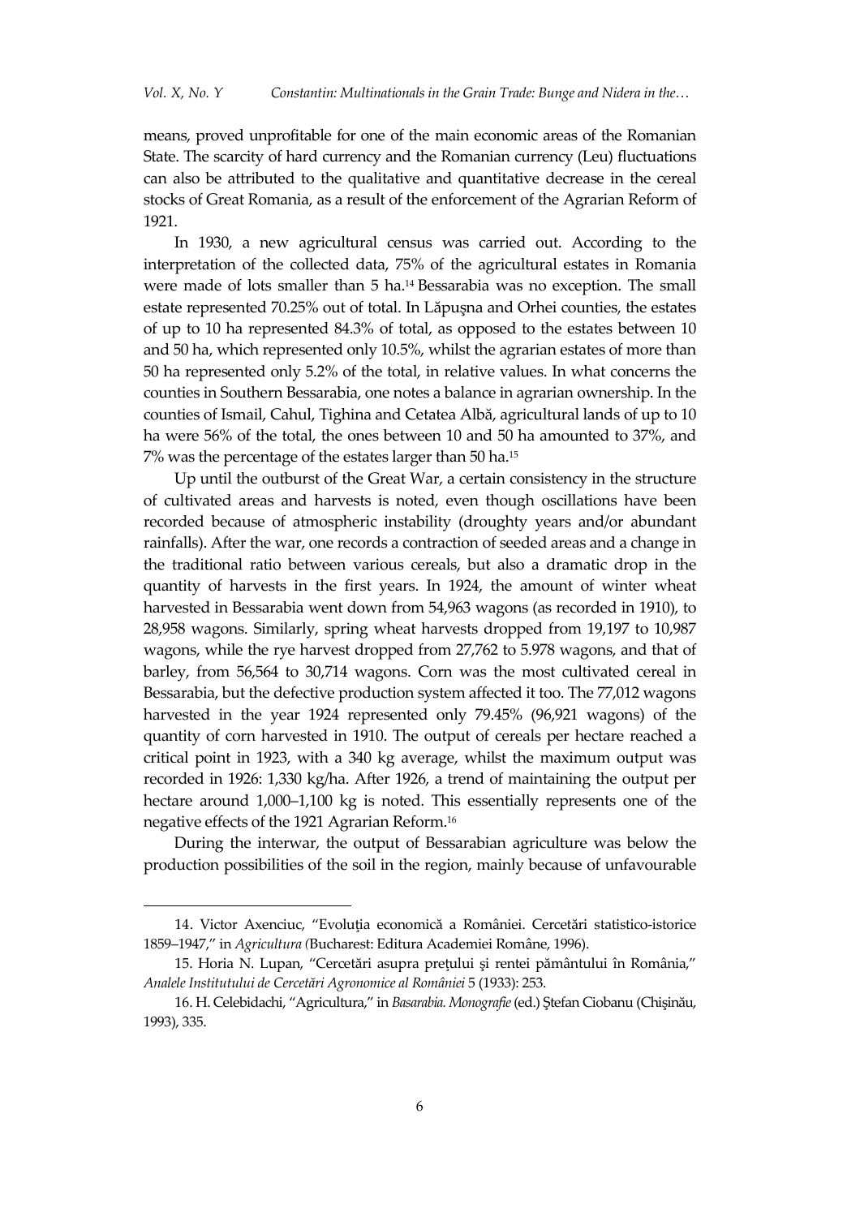means, proved unprofitable for one of the main economic areas of the Romanian State. The scarcity of hard currency and the Romanian currency (Leu) fluctuations can also be attributed to the qualitative and quantitative decrease in the cereal stocks of Great Romania, as a result of the enforcement of the Agrarian Reform of 1921.

In 1930, a new agricultural census was carried out. According to the interpretation of the collected data, 75% of the agricultural estates in Romania were made of lots smaller than 5 ha.[14] Bessarabia was no exception. The small estate represented 70.25% out of total. In Lăpuşna and Orhei counties, the estates of up to 10 ha represented 84.3% of total, as opposed to the estates between 10 and 50 ha, which represented only 10.5%, whilst the agrarian estates of more than 50 ha represented only 5.2% of the total, in relative values. In what concerns the counties in Southern Bessarabia, one notes a balance in agrarian ownership. In the counties of Ismail, Cahul, Tighina and Cetatea Albă, agricultural lands of up to 10 ha were 56% of the total, the ones between 10 and 50 ha amounted to 37%, and 7% was the percentage of the estates larger than 50 ha.[15]

Up until the outburst of the Great War, a certain consistency in the structure of cultivated areas and harvests is noted, even though oscillations have been recorded because of atmospheric instability (droughty years and/or abundant rainfalls). After the war, one records a contraction of seeded areas and a change in the traditional ratio between various cereals, but also a dramatic drop in the quantity of harvests in the first years. In 1924, the amount of winter wheat harvested in Bessarabia went down from 54,963 wagons (as recorded in 1910), to 28,958 wagons. Similarly, spring wheat harvests dropped from 19,197 to 10,987 wagons, while the rye harvest dropped from 27,762 to 5.978 wagons, and that of barley, from 56,564 to 30,714 wagons. Corn was the most cultivated cereal in Bessarabia, but the defective production system affected it too. The 77,012 wagons harvested in the year 1924 represented only 79.45% (96,921 wagons) of the quantity of corn harvested in 1910. The output of cereals per hectare reached a critical point in 1923, with a 340 kg average, whilst the maximum output was recorded in 1926: 1,330 kg/ha. After 1926, a trend of maintaining the output per hectare around 1,000–1,100 kg is noted. This essentially represents one of the negative effects of the 1921 Agrarian Reform.[16]

During the interwar, the output of Bessarabian agriculture was below the production possibilities of the soil in the region, mainly because of unfavourable

---

14. Victor Axenciuc, "Evoluția economică a României. Cercetări statistico-istorice 1859–1947," in *Agricultura* (Bucharest: Editura Academiei Române, 1996).

15. Horia N. Lupan, "Cercetări asupra prețului şi rentei pământului în România," *Analele Institutului de Cercetări Agronomice al României* 5 (1933): 253.

16. H. Celebidachi, "Agricultura," in *Basarabia. Monografie* (ed.) Ștefan Ciobanu (Chişinău, 1993), 335.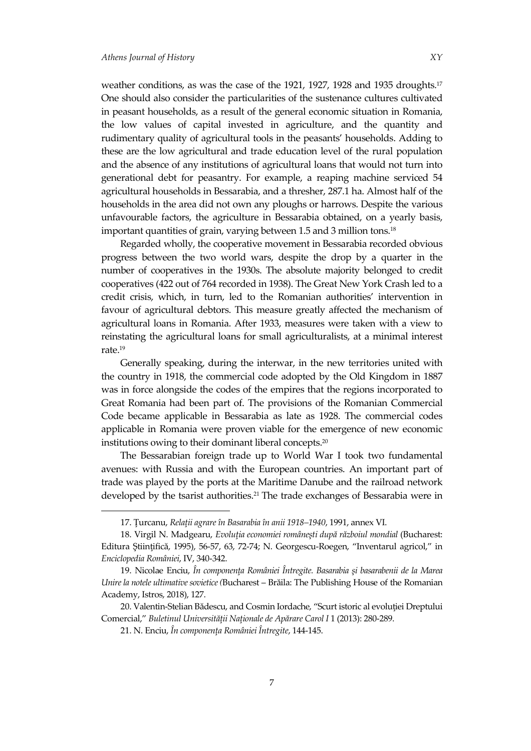weather conditions, as was the case of the 1921, 1927, 1928 and 1935 droughts.[17] One should also consider the particularities of the sustenance cultures cultivated in peasant households, as a result of the general economic situation in Romania, the low values of capital invested in agriculture, and the quantity and rudimentary quality of agricultural tools in the peasants' households. Adding to these are the low agricultural and trade education level of the rural population and the absence of any institutions of agricultural loans that would not turn into generational debt for peasantry. For example, a reaping machine serviced 54 agricultural households in Bessarabia, and a thresher, 287.1 ha. Almost half of the households in the area did not own any ploughs or harrows. Despite the various unfavourable factors, the agriculture in Bessarabia obtained, on a yearly basis, important quantities of grain, varying between 1.5 and 3 million tons.[18]

Regarded wholly, the cooperative movement in Bessarabia recorded obvious progress between the two world wars, despite the drop by a quarter in the number of cooperatives in the 1930s. The absolute majority belonged to credit cooperatives (422 out of 764 recorded in 1938). The Great New York Crash led to a credit crisis, which, in turn, led to the Romanian authorities' intervention in favour of agricultural debtors. This measure greatly affected the mechanism of agricultural loans in Romania. After 1933, measures were taken with a view to reinstating the agricultural loans for small agriculturalists, at a minimal interest rate.[19]

Generally speaking, during the interwar, in the new territories united with the country in 1918, the commercial code adopted by the Old Kingdom in 1887 was in force alongside the codes of the empires that the regions incorporated to Great Romania had been part of. The provisions of the Romanian Commercial Code became applicable in Bessarabia as late as 1928. The commercial codes applicable in Romania were proven viable for the emergence of new economic institutions owing to their dominant liberal concepts.[20]

The Bessarabian foreign trade up to World War I took two fundamental avenues: with Russia and with the European countries. An important part of trade was played by the ports at the Maritime Danube and the railroad network developed by the tsarist authorities.[21] The trade exchanges of Bessarabia were in

---

17. Țurcanu, *Relații agrare în Basarabia în anii 1918–1940*, 1991, annex VI.

18. Virgil N. Madgearu, *Evoluția economiei românești după războiul mondial* (Bucharest: Editura Științifică, 1995), 56-57, 63, 72-74; N. Georgescu-Roegen, "Inventarul agricol," in *Enciclopedia României*, IV, 340-342.

19. Nicolae Enciu, *În componența României Întregite. Basarabia şi basarabenii de la Marea Unire la notele ultimative sovietice (*Bucharest – Brăila: The Publishing House of the Romanian Academy, Istros, 2018), 127.

20. Valentin-Stelian Bădescu, and Cosmin Iordache, "Scurt istoric al evoluției Dreptului Comercial," *Buletinul Universității Naționale de Apărare Carol I* 1 (2013): 280-289.

21. N. Enciu, *În componența României Întregite*, 144-145.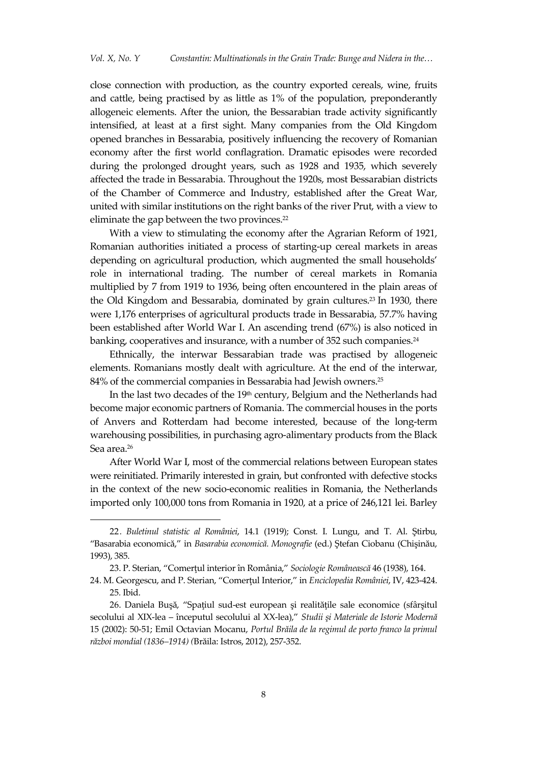close connection with production, as the country exported cereals, wine, fruits and cattle, being practised by as little as 1% of the population, preponderantly allogeneic elements. After the union, the Bessarabian trade activity significantly intensified, at least at a first sight. Many companies from the Old Kingdom opened branches in Bessarabia, positively influencing the recovery of Romanian economy after the first world conflagration. Dramatic episodes were recorded during the prolonged drought years, such as 1928 and 1935, which severely affected the trade in Bessarabia. Throughout the 1920s, most Bessarabian districts of the Chamber of Commerce and Industry, established after the Great War, united with similar institutions on the right banks of the river Prut, with a view to eliminate the gap between the two provinces.[22]

With a view to stimulating the economy after the Agrarian Reform of 1921, Romanian authorities initiated a process of starting-up cereal markets in areas depending on agricultural production, which augmented the small households' role in international trading. The number of cereal markets in Romania multiplied by 7 from 1919 to 1936, being often encountered in the plain areas of the Old Kingdom and Bessarabia, dominated by grain cultures.[23] In 1930, there were 1,176 enterprises of agricultural products trade in Bessarabia, 57.7% having been established after World War I. An ascending trend (67%) is also noticed in banking, cooperatives and insurance, with a number of 352 such companies.[24]

Ethnically, the interwar Bessarabian trade was practised by allogeneic elements. Romanians mostly dealt with agriculture. At the end of the interwar, 84% of the commercial companies in Bessarabia had Jewish owners.[25]

In the last two decades of the 19th century, Belgium and the Netherlands had become major economic partners of Romania. The commercial houses in the ports of Anvers and Rotterdam had become interested, because of the long-term warehousing possibilities, in purchasing agro-alimentary products from the Black Sea area.[26]

After World War I, most of the commercial relations between European states were reinitiated. Primarily interested in grain, but confronted with defective stocks in the context of the new socio-economic realities in Romania, the Netherlands imported only 100,000 tons from Romania in 1920, at a price of 246,121 lei. Barley

---

22. *Buletinul statistic al României*, 14.1 (1919); Const. I. Lungu, and T. Al. Ştirbu, "Basarabia economică," in *Basarabia economică. Monografie* (ed.) Ştefan Ciobanu (Chişinău, 1993), 385.

23. P. Sterian, "Comerțul interior în România," *Sociologie Românească* 46 (1938), 164.

24. M. Georgescu, and P. Sterian, "Comerţul Interior," in *Enciclopedia României*, IV, 423-424.

25. Ibid.

26. Daniela Buşă, "Spațiul sud-est european şi realitățile sale economice (sfârşitul secolului al XIX-lea – începutul secolului al XX-lea)," *Studii şi Materiale de Istorie Modernă* 15 (2002): 50-51; Emil Octavian Mocanu, *Portul Brăila de la regimul de porto franco la primul război mondial (1836–1914)* (Brăila: Istros, 2012), 257-352.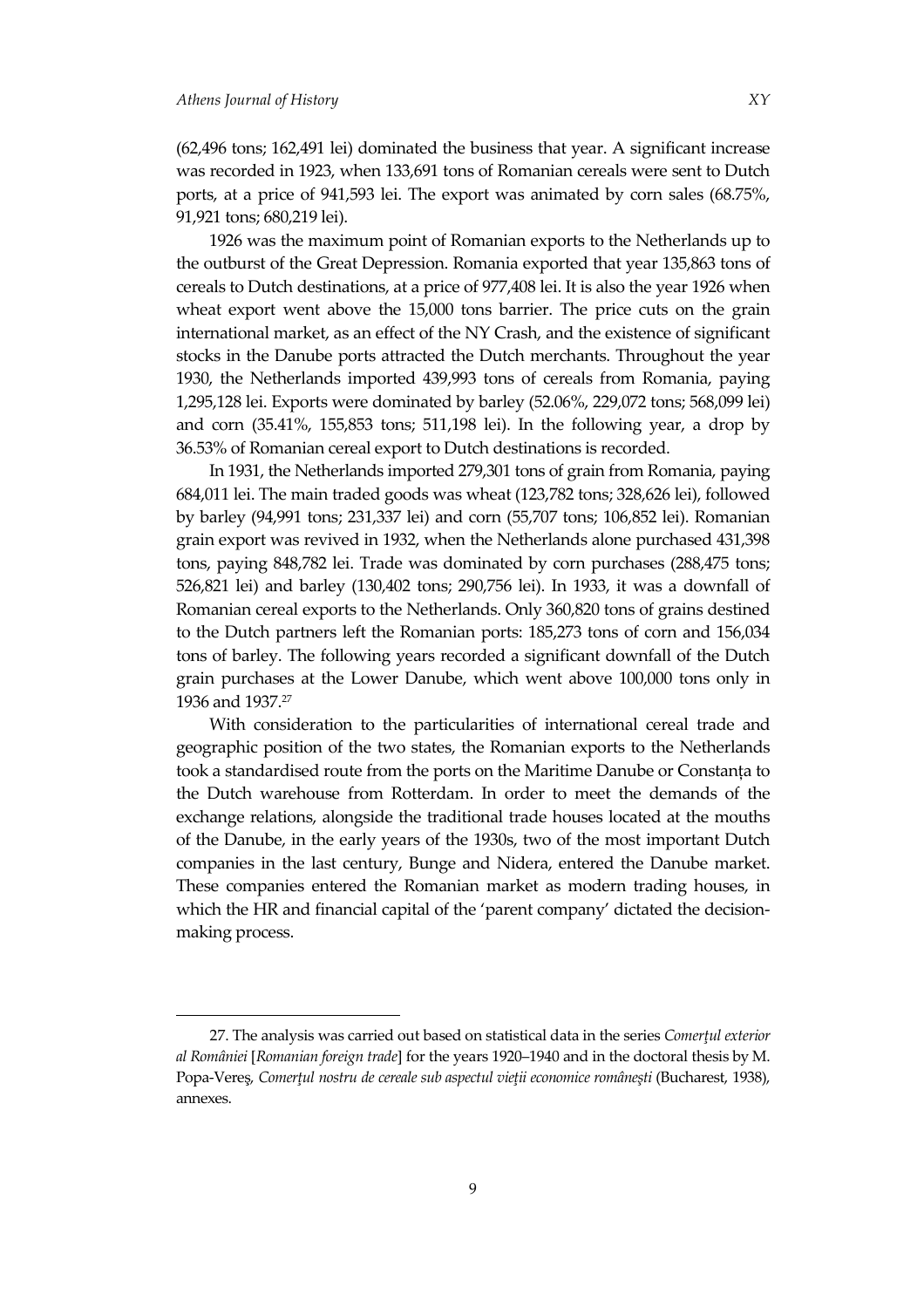(62,496 tons; 162,491 lei) dominated the business that year. A significant increase was recorded in 1923, when 133,691 tons of Romanian cereals were sent to Dutch ports, at a price of 941,593 lei. The export was animated by corn sales (68.75%, 91,921 tons; 680,219 lei).

1926 was the maximum point of Romanian exports to the Netherlands up to the outburst of the Great Depression. Romania exported that year 135,863 tons of cereals to Dutch destinations, at a price of 977,408 lei. It is also the year 1926 when wheat export went above the 15,000 tons barrier. The price cuts on the grain international market, as an effect of the NY Crash, and the existence of significant stocks in the Danube ports attracted the Dutch merchants. Throughout the year 1930, the Netherlands imported 439,993 tons of cereals from Romania, paying 1,295,128 lei. Exports were dominated by barley (52.06%, 229,072 tons; 568,099 lei) and corn (35.41%, 155,853 tons; 511,198 lei). In the following year, a drop by 36.53% of Romanian cereal export to Dutch destinations is recorded.

In 1931, the Netherlands imported 279,301 tons of grain from Romania, paying 684,011 lei. The main traded goods was wheat (123,782 tons; 328,626 lei), followed by barley (94,991 tons; 231,337 lei) and corn (55,707 tons; 106,852 lei). Romanian grain export was revived in 1932, when the Netherlands alone purchased 431,398 tons, paying 848,782 lei. Trade was dominated by corn purchases (288,475 tons; 526,821 lei) and barley (130,402 tons; 290,756 lei). In 1933, it was a downfall of Romanian cereal exports to the Netherlands. Only 360,820 tons of grains destined to the Dutch partners left the Romanian ports: 185,273 tons of corn and 156,034 tons of barley. The following years recorded a significant downfall of the Dutch grain purchases at the Lower Danube, which went above 100,000 tons only in 1936 and 1937.[27]

With consideration to the particularities of international cereal trade and geographic position of the two states, the Romanian exports to the Netherlands took a standardised route from the ports on the Maritime Danube or Constanța to the Dutch warehouse from Rotterdam. In order to meet the demands of the exchange relations, alongside the traditional trade houses located at the mouths of the Danube, in the early years of the 1930s, two of the most important Dutch companies in the last century, Bunge and Nidera, entered the Danube market. These companies entered the Romanian market as modern trading houses, in which the HR and financial capital of the 'parent company' dictated the decision-making process.

---

27. The analysis was carried out based on statistical data in the series *Comerțul exterior al României* [*Romanian foreign trade*] for the years 1920–1940 and in the doctoral thesis by M. Popa-Vereş, *Comerţul nostru de cereale sub aspectul vieţii economice româneşti* (Bucharest, 1938), annexes.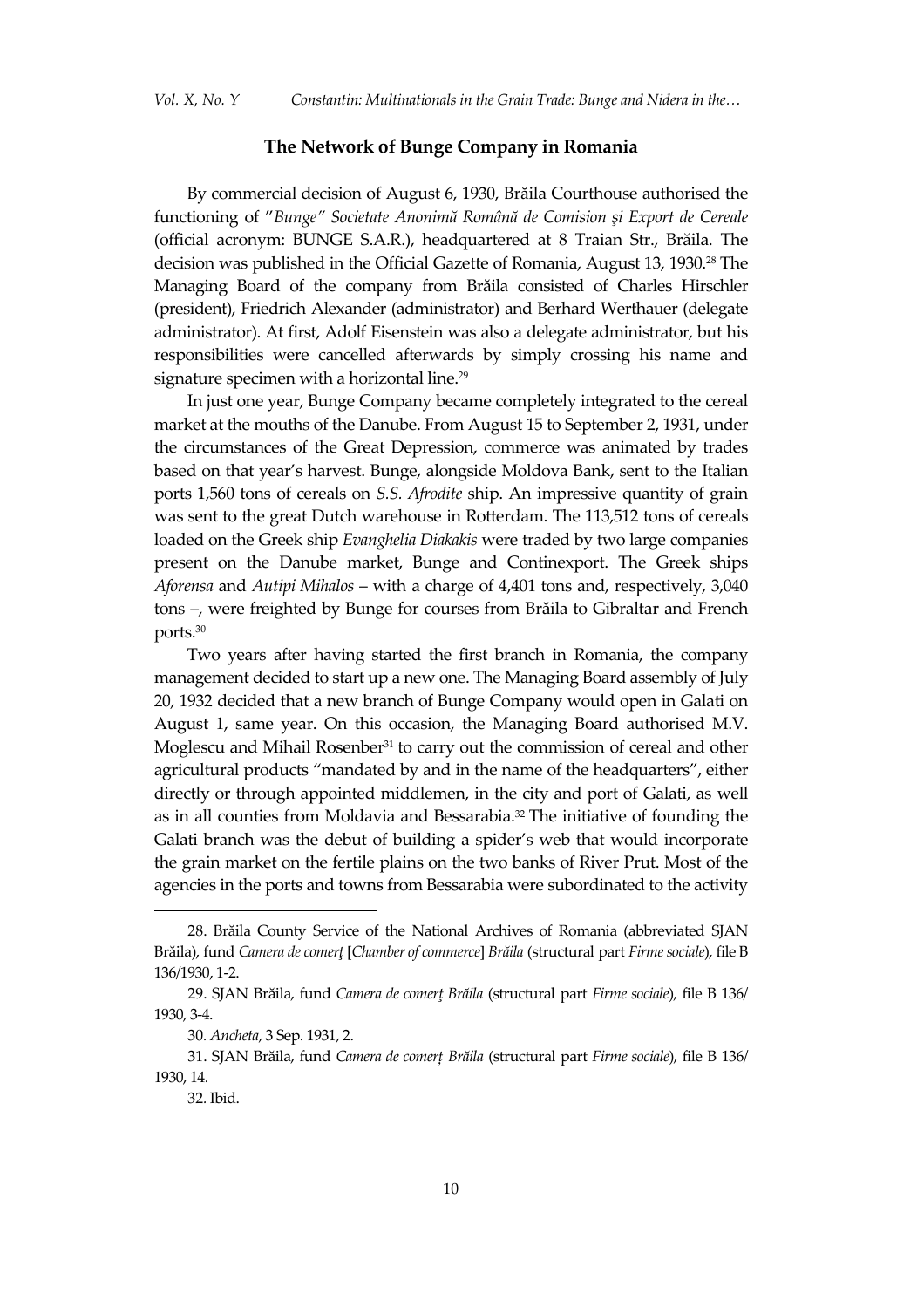## The Network of Bunge Company in Romania

By commercial decision of August 6, 1930, Brăila Courthouse authorised the functioning of "*Bunge" Societate Anonimă Română de Comision şi Export de Cereale* (official acronym: BUNGE S.A.R.), headquartered at 8 Traian Str., Brăila. The decision was published in the Official Gazette of Romania, August 13, 1930.[28] The Managing Board of the company from Brăila consisted of Charles Hirschler (president), Friedrich Alexander (administrator) and Berhard Werthauer (delegate administrator). At first, Adolf Eisenstein was also a delegate administrator, but his responsibilities were cancelled afterwards by simply crossing his name and signature specimen with a horizontal line.[29]

In just one year, Bunge Company became completely integrated to the cereal market at the mouths of the Danube. From August 15 to September 2, 1931, under the circumstances of the Great Depression, commerce was animated by trades based on that year's harvest. Bunge, alongside Moldova Bank, sent to the Italian ports 1,560 tons of cereals on *S.S. Afrodite* ship. An impressive quantity of grain was sent to the great Dutch warehouse in Rotterdam. The 113,512 tons of cereals loaded on the Greek ship *Evanghelia Diakakis* were traded by two large companies present on the Danube market, Bunge and Continexport. The Greek ships *Aforensa* and *Autipi Mihalos* – with a charge of 4,401 tons and, respectively, 3,040 tons –, were freighted by Bunge for courses from Brăila to Gibraltar and French ports.[30]

Two years after having started the first branch in Romania, the company management decided to start up a new one. The Managing Board assembly of July 20, 1932 decided that a new branch of Bunge Company would open in Galati on August 1, same year. On this occasion, the Managing Board authorised M.V. Moglescu and Mihail Rosenber[31] to carry out the commission of cereal and other agricultural products "mandated by and in the name of the headquarters", either directly or through appointed middlemen, in the city and port of Galati, as well as in all counties from Moldavia and Bessarabia.[32] The initiative of founding the Galati branch was the debut of building a spider's web that would incorporate the grain market on the fertile plains on the two banks of River Prut. Most of the agencies in the ports and towns from Bessarabia were subordinated to the activity

---

28. Brăila County Service of the National Archives of Romania (abbreviated SJAN Brăila), fund *Camera de comerţ* [*Chamber of commerce*] *Brăila* (structural part *Firme sociale*), file B 136/1930, 1-2.

29. SJAN Brăila, fund *Camera de comerţ Brăila* (structural part *Firme sociale*), file B 136/1930, 3-4.

30. *Ancheta*, 3 Sep. 1931, 2.

31. SJAN Brăila, fund *Camera de comerţ Brăila* (structural part *Firme sociale*), file B 136/1930, 14.

32. Ibid.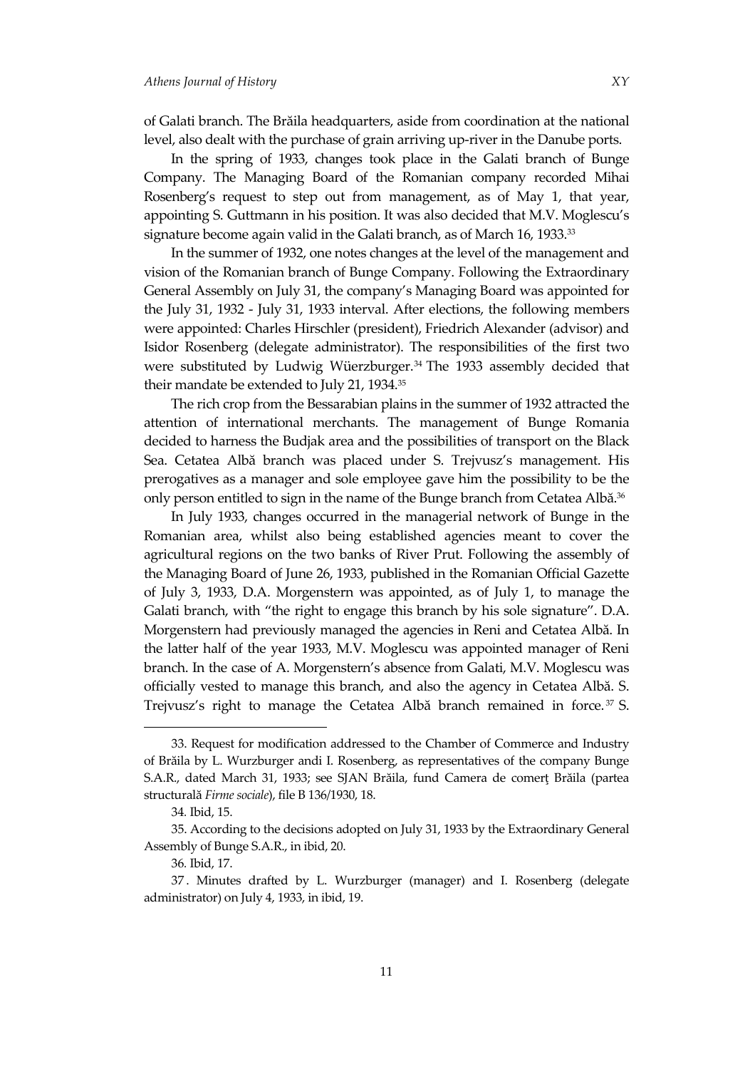of Galati branch. The Brăila headquarters, aside from coordination at the national level, also dealt with the purchase of grain arriving up-river in the Danube ports.

In the spring of 1933, changes took place in the Galati branch of Bunge Company. The Managing Board of the Romanian company recorded Mihai Rosenberg's request to step out from management, as of May 1, that year, appointing S. Guttmann in his position. It was also decided that M.V. Moglescu's signature become again valid in the Galati branch, as of March 16, 1933.[33]

In the summer of 1932, one notes changes at the level of the management and vision of the Romanian branch of Bunge Company. Following the Extraordinary General Assembly on July 31, the company's Managing Board was appointed for the July 31, 1932 - July 31, 1933 interval. After elections, the following members were appointed: Charles Hirschler (president), Friedrich Alexander (advisor) and Isidor Rosenberg (delegate administrator). The responsibilities of the first two were substituted by Ludwig Wüerzburger.[34] The 1933 assembly decided that their mandate be extended to July 21, 1934.[35]

The rich crop from the Bessarabian plains in the summer of 1932 attracted the attention of international merchants. The management of Bunge Romania decided to harness the Budjak area and the possibilities of transport on the Black Sea. Cetatea Albă branch was placed under S. Trejvusz's management. His prerogatives as a manager and sole employee gave him the possibility to be the only person entitled to sign in the name of the Bunge branch from Cetatea Albă.[36]

In July 1933, changes occurred in the managerial network of Bunge in the Romanian area, whilst also being established agencies meant to cover the agricultural regions on the two banks of River Prut. Following the assembly of the Managing Board of June 26, 1933, published in the Romanian Official Gazette of July 3, 1933, D.A. Morgenstern was appointed, as of July 1, to manage the Galati branch, with "the right to engage this branch by his sole signature". D.A. Morgenstern had previously managed the agencies in Reni and Cetatea Albă. In the latter half of the year 1933, M.V. Moglescu was appointed manager of Reni branch. In the case of A. Morgenstern's absence from Galati, M.V. Moglescu was officially vested to manage this branch, and also the agency in Cetatea Albă. S. Trejvusz's right to manage the Cetatea Albă branch remained in force.[37] S.

---

33. Request for modification addressed to the Chamber of Commerce and Industry of Brăila by L. Wurzburger andi I. Rosenberg, as representatives of the company Bunge S.A.R., dated March 31, 1933; see SJAN Brăila, fund Camera de comerț Brăila (partea structurală *Firme sociale*), file B 136/1930, 18.

34. Ibid, 15.

35. According to the decisions adopted on July 31, 1933 by the Extraordinary General Assembly of Bunge S.A.R., in ibid, 20.

36. Ibid, 17.

37. Minutes drafted by L. Wurzburger (manager) and I. Rosenberg (delegate administrator) on July 4, 1933, in ibid, 19.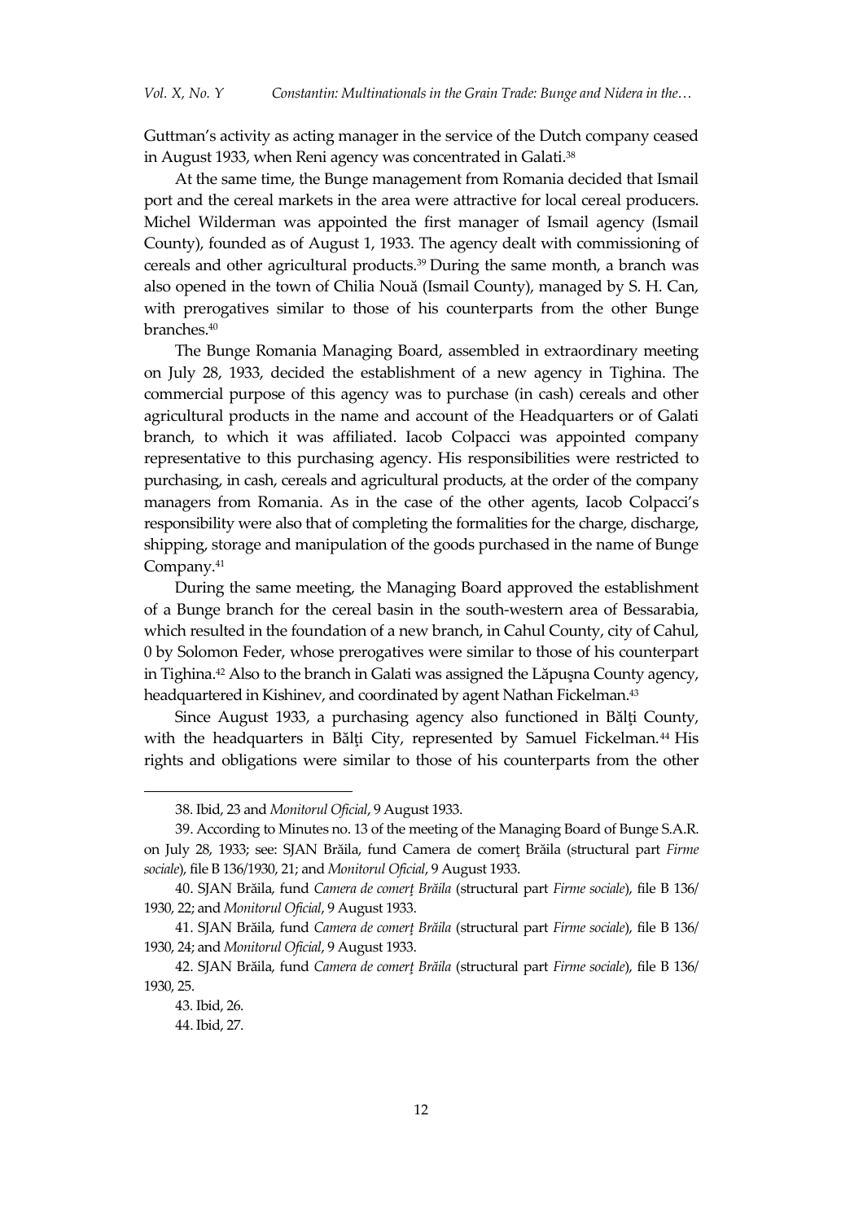Guttman's activity as acting manager in the service of the Dutch company ceased in August 1933, when Reni agency was concentrated in Galati.[38]

At the same time, the Bunge management from Romania decided that Ismail port and the cereal markets in the area were attractive for local cereal producers. Michel Wilderman was appointed the first manager of Ismail agency (Ismail County), founded as of August 1, 1933. The agency dealt with commissioning of cereals and other agricultural products.[39] During the same month, a branch was also opened in the town of Chilia Nouă (Ismail County), managed by S. H. Can, with prerogatives similar to those of his counterparts from the other Bunge branches.[40]

The Bunge Romania Managing Board, assembled in extraordinary meeting on July 28, 1933, decided the establishment of a new agency in Tighina. The commercial purpose of this agency was to purchase (in cash) cereals and other agricultural products in the name and account of the Headquarters or of Galati branch, to which it was affiliated. Iacob Colpacci was appointed company representative to this purchasing agency. His responsibilities were restricted to purchasing, in cash, cereals and agricultural products, at the order of the company managers from Romania. As in the case of the other agents, Iacob Colpacci's responsibility were also that of completing the formalities for the charge, discharge, shipping, storage and manipulation of the goods purchased in the name of Bunge Company.[41]

During the same meeting, the Managing Board approved the establishment of a Bunge branch for the cereal basin in the south-western area of Bessarabia, which resulted in the foundation of a new branch, in Cahul County, city of Cahul, 0 by Solomon Feder, whose prerogatives were similar to those of his counterpart in Tighina.[42] Also to the branch in Galati was assigned the Lăpuşna County agency, headquartered in Kishinev, and coordinated by agent Nathan Fickelman.[43]

Since August 1933, a purchasing agency also functioned in Bălţi County, with the headquarters in Bălţi City, represented by Samuel Fickelman.[44] His rights and obligations were similar to those of his counterparts from the other

---

38. Ibid, 23 and *Monitorul Oficial*, 9 August 1933.

39. According to Minutes no. 13 of the meeting of the Managing Board of Bunge S.A.R. on July 28, 1933; see: SJAN Brăila, fund Camera de comerţ Brăila (structural part *Firme sociale*), file B 136/1930, 21; and *Monitorul Oficial*, 9 August 1933.

40. SJAN Brăila, fund *Camera de comerţ Brăila* (structural part *Firme sociale*), file B 136/ 1930, 22; and *Monitorul Oficial*, 9 August 1933.

41. SJAN Brăila, fund *Camera de comerţ Brăila* (structural part *Firme sociale*), file B 136/ 1930, 24; and *Monitorul Oficial*, 9 August 1933.

42. SJAN Brăila, fund *Camera de comerţ Brăila* (structural part *Firme sociale*), file B 136/ 1930, 25.

43. Ibid, 26.

44. Ibid, 27.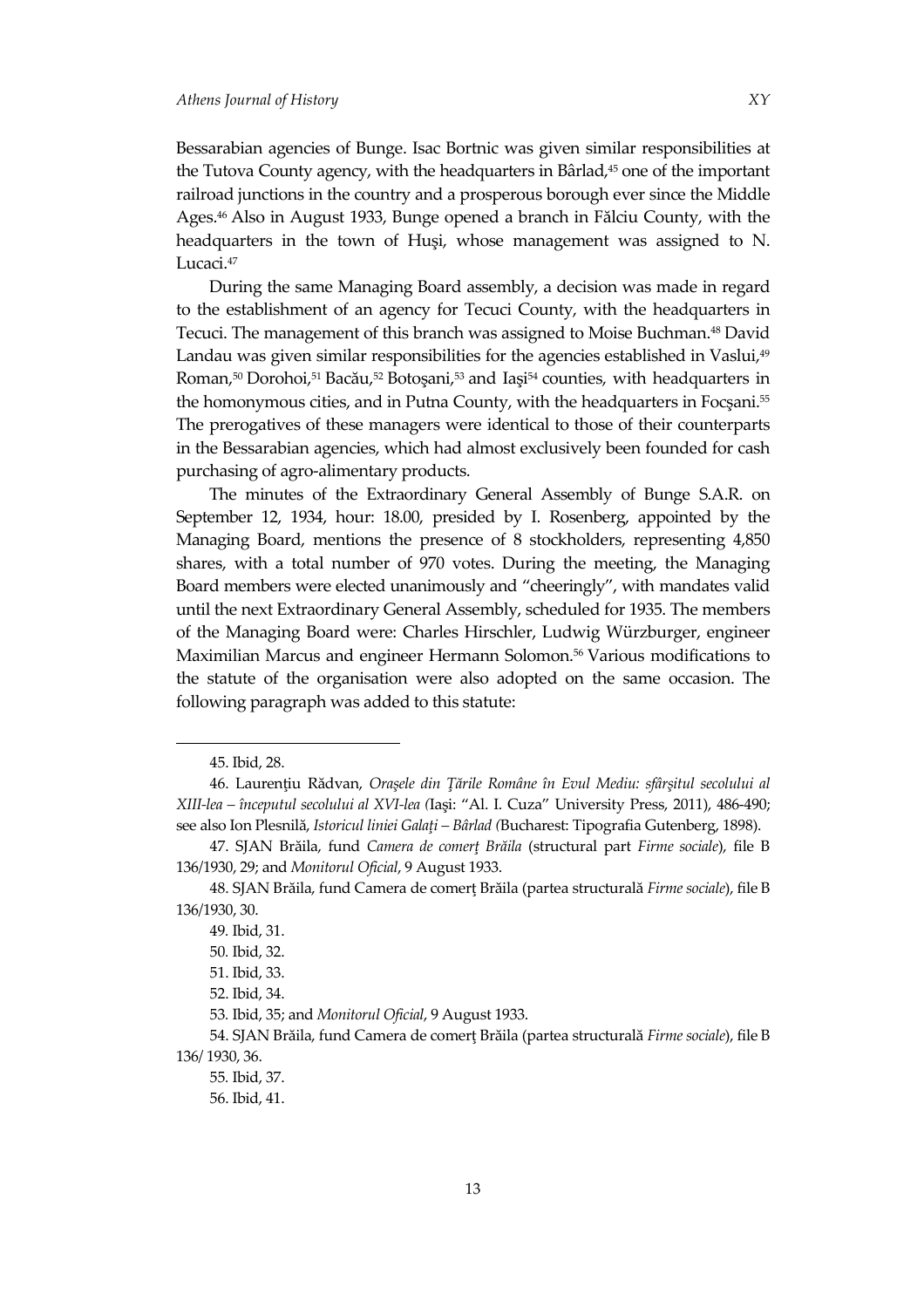Bessarabian agencies of Bunge. Isac Bortnic was given similar responsibilities at the Tutova County agency, with the headquarters in Bârlad,[45] one of the important railroad junctions in the country and a prosperous borough ever since the Middle Ages.[46] Also in August 1933, Bunge opened a branch in Fălciu County, with the headquarters in the town of Huşi, whose management was assigned to N. Lucaci.[47]

During the same Managing Board assembly, a decision was made in regard to the establishment of an agency for Tecuci County, with the headquarters in Tecuci. The management of this branch was assigned to Moise Buchman.[48] David Landau was given similar responsibilities for the agencies established in Vaslui,[49] Roman,[50] Dorohoi,[51] Bacău,[52] Botoşani,[53] and Iaşi[54] counties, with headquarters in the homonymous cities, and in Putna County, with the headquarters in Focşani.[55] The prerogatives of these managers were identical to those of their counterparts in the Bessarabian agencies, which had almost exclusively been founded for cash purchasing of agro-alimentary products.

The minutes of the Extraordinary General Assembly of Bunge S.A.R. on September 12, 1934, hour: 18.00, presided by I. Rosenberg, appointed by the Managing Board, mentions the presence of 8 stockholders, representing 4,850 shares, with a total number of 970 votes. During the meeting, the Managing Board members were elected unanimously and "cheeringly", with mandates valid until the next Extraordinary General Assembly, scheduled for 1935. The members of the Managing Board were: Charles Hirschler, Ludwig Würzburger, engineer Maximilian Marcus and engineer Hermann Solomon.[56] Various modifications to the statute of the organisation were also adopted on the same occasion. The following paragraph was added to this statute:

---

45. Ibid, 28.

46. Laurenţiu Rădvan, *Oraşele din Ţările Române în Evul Mediu: sfârşitul secolului al XIII-lea – începutul secolului al XVI-lea (*Iaşi: "Al. I. Cuza" University Press, 2011), 486-490; see also Ion Plesnilă, *Istoricul liniei Galaţi – Bârlad (*Bucharest: Tipografia Gutenberg, 1898).

47. SJAN Brăila, fund *Camera de comerţ Brăila* (structural part *Firme sociale*), file B 136/1930, 29; and *Monitorul Oficial*, 9 August 1933.

48. SJAN Brăila, fund Camera de comerţ Brăila (partea structurală *Firme sociale*), file B 136/1930, 30.

49. Ibid, 31.

50. Ibid, 32.

51. Ibid, 33.

52. Ibid, 34.

53. Ibid, 35; and *Monitorul Oficial*, 9 August 1933.

54. SJAN Brăila, fund Camera de comerţ Brăila (partea structurală *Firme sociale*), file B 136/ 1930, 36.

55. Ibid, 37.

56. Ibid, 41.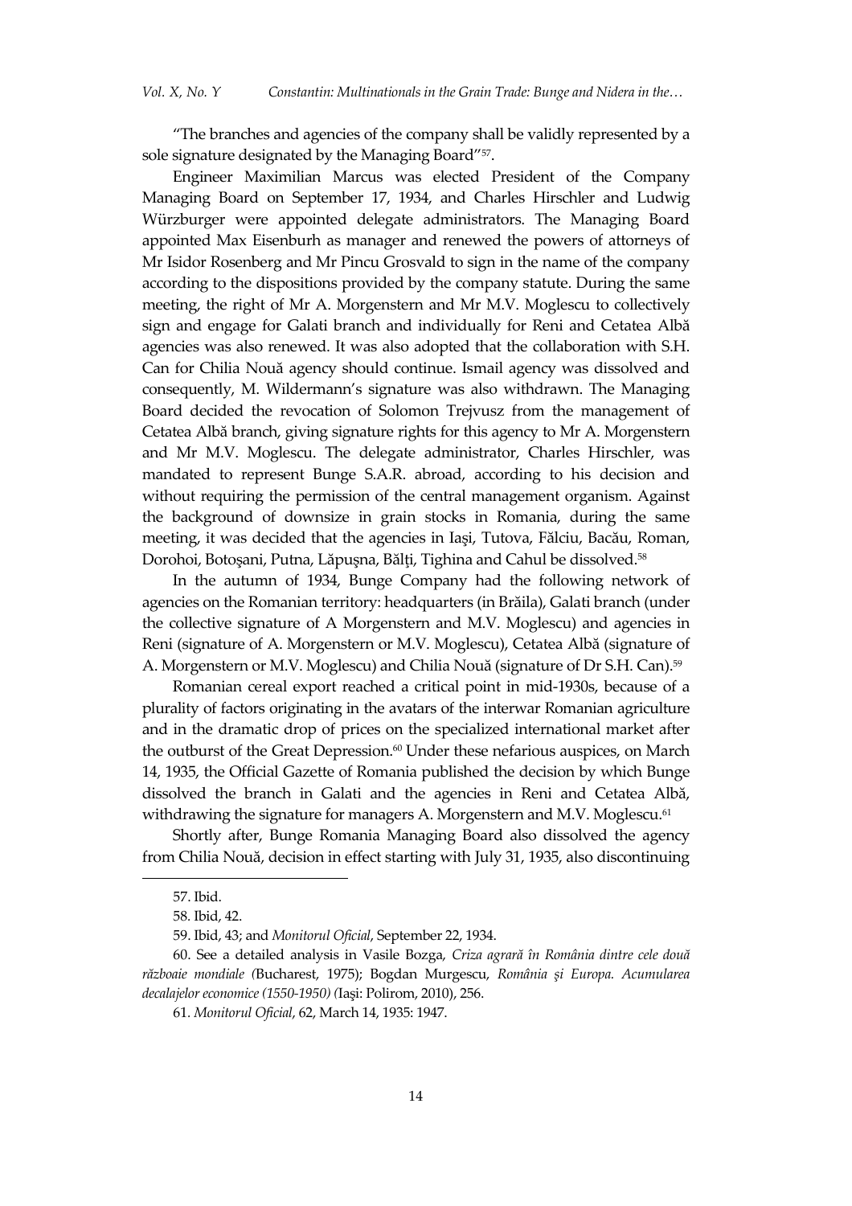"The branches and agencies of the company shall be validly represented by a sole signature designated by the Managing Board"[57].

Engineer Maximilian Marcus was elected President of the Company Managing Board on September 17, 1934, and Charles Hirschler and Ludwig Würzburger were appointed delegate administrators. The Managing Board appointed Max Eisenburh as manager and renewed the powers of attorneys of Mr Isidor Rosenberg and Mr Pincu Grosvald to sign in the name of the company according to the dispositions provided by the company statute. During the same meeting, the right of Mr A. Morgenstern and Mr M.V. Moglescu to collectively sign and engage for Galati branch and individually for Reni and Cetatea Albă agencies was also renewed. It was also adopted that the collaboration with S.H. Can for Chilia Nouă agency should continue. Ismail agency was dissolved and consequently, M. Wildermann's signature was also withdrawn. The Managing Board decided the revocation of Solomon Trejvusz from the management of Cetatea Albă branch, giving signature rights for this agency to Mr A. Morgenstern and Mr M.V. Moglescu. The delegate administrator, Charles Hirschler, was mandated to represent Bunge S.A.R. abroad, according to his decision and without requiring the permission of the central management organism. Against the background of downsize in grain stocks in Romania, during the same meeting, it was decided that the agencies in Iaşi, Tutova, Fălciu, Bacău, Roman, Dorohoi, Botoşani, Putna, Lăpuşna, Bălţi, Tighina and Cahul be dissolved.[58]

In the autumn of 1934, Bunge Company had the following network of agencies on the Romanian territory: headquarters (in Brăila), Galati branch (under the collective signature of A Morgenstern and M.V. Moglescu) and agencies in Reni (signature of A. Morgenstern or M.V. Moglescu), Cetatea Albă (signature of A. Morgenstern or M.V. Moglescu) and Chilia Nouă (signature of Dr S.H. Can).[59]

Romanian cereal export reached a critical point in mid-1930s, because of a plurality of factors originating in the avatars of the interwar Romanian agriculture and in the dramatic drop of prices on the specialized international market after the outburst of the Great Depression.[60] Under these nefarious auspices, on March 14, 1935, the Official Gazette of Romania published the decision by which Bunge dissolved the branch in Galati and the agencies in Reni and Cetatea Albă, withdrawing the signature for managers A. Morgenstern and M.V. Moglescu.[61]

Shortly after, Bunge Romania Managing Board also dissolved the agency from Chilia Nouă, decision in effect starting with July 31, 1935, also discontinuing

---

57. Ibid.

58. Ibid, 42.

59. Ibid, 43; and *Monitorul Oficial*, September 22, 1934.

60. See a detailed analysis in Vasile Bozga, *Criza agrară în România dintre cele două războaie mondiale (*Bucharest, 1975); Bogdan Murgescu, *România şi Europa. Acumularea decalajelor economice (1550-1950) (*Iaşi: Polirom, 2010), 256.

61. *Monitorul Oficial*, 62, March 14, 1935: 1947.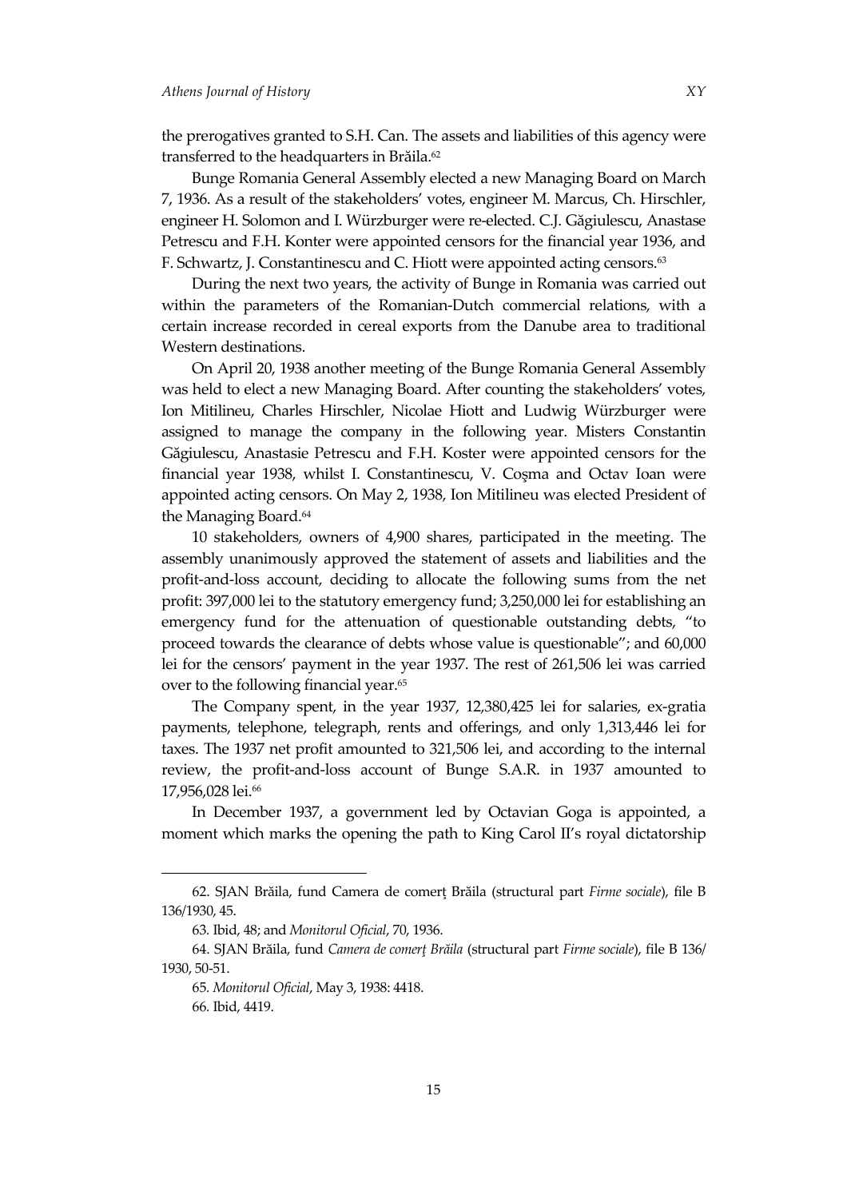the prerogatives granted to S.H. Can. The assets and liabilities of this agency were transferred to the headquarters in Brăila.[62]

Bunge Romania General Assembly elected a new Managing Board on March 7, 1936. As a result of the stakeholders' votes, engineer M. Marcus, Ch. Hirschler, engineer H. Solomon and I. Würzburger were re-elected. C.J. Găgiulescu, Anastase Petrescu and F.H. Konter were appointed censors for the financial year 1936, and F. Schwartz, J. Constantinescu and C. Hiott were appointed acting censors.[63]

During the next two years, the activity of Bunge in Romania was carried out within the parameters of the Romanian-Dutch commercial relations, with a certain increase recorded in cereal exports from the Danube area to traditional Western destinations.

On April 20, 1938 another meeting of the Bunge Romania General Assembly was held to elect a new Managing Board. After counting the stakeholders' votes, Ion Mitilineu, Charles Hirschler, Nicolae Hiott and Ludwig Würzburger were assigned to manage the company in the following year. Misters Constantin Găgiulescu, Anastasie Petrescu and F.H. Koster were appointed censors for the financial year 1938, whilst I. Constantinescu, V. Coşma and Octav Ioan were appointed acting censors. On May 2, 1938, Ion Mitilineu was elected President of the Managing Board.[64]

10 stakeholders, owners of 4,900 shares, participated in the meeting. The assembly unanimously approved the statement of assets and liabilities and the profit-and-loss account, deciding to allocate the following sums from the net profit: 397,000 lei to the statutory emergency fund; 3,250,000 lei for establishing an emergency fund for the attenuation of questionable outstanding debts, "to proceed towards the clearance of debts whose value is questionable"; and 60,000 lei for the censors' payment in the year 1937. The rest of 261,506 lei was carried over to the following financial year.[65]

The Company spent, in the year 1937, 12,380,425 lei for salaries, ex-gratia payments, telephone, telegraph, rents and offerings, and only 1,313,446 lei for taxes. The 1937 net profit amounted to 321,506 lei, and according to the internal review, the profit-and-loss account of Bunge S.A.R. in 1937 amounted to 17,956,028 lei.[66]

In December 1937, a government led by Octavian Goga is appointed, a moment which marks the opening the path to King Carol II's royal dictatorship

---

62. SJAN Brăila, fund Camera de comerţ Brăila (structural part *Firme sociale*), file B 136/1930, 45.

63. Ibid, 48; and *Monitorul Oficial*, 70, 1936.

64. SJAN Brăila, fund *Camera de comerţ Brăila* (structural part *Firme sociale*), file B 136/1930, 50-51.

65. *Monitorul Oficial*, May 3, 1938: 4418.

66. Ibid, 4419.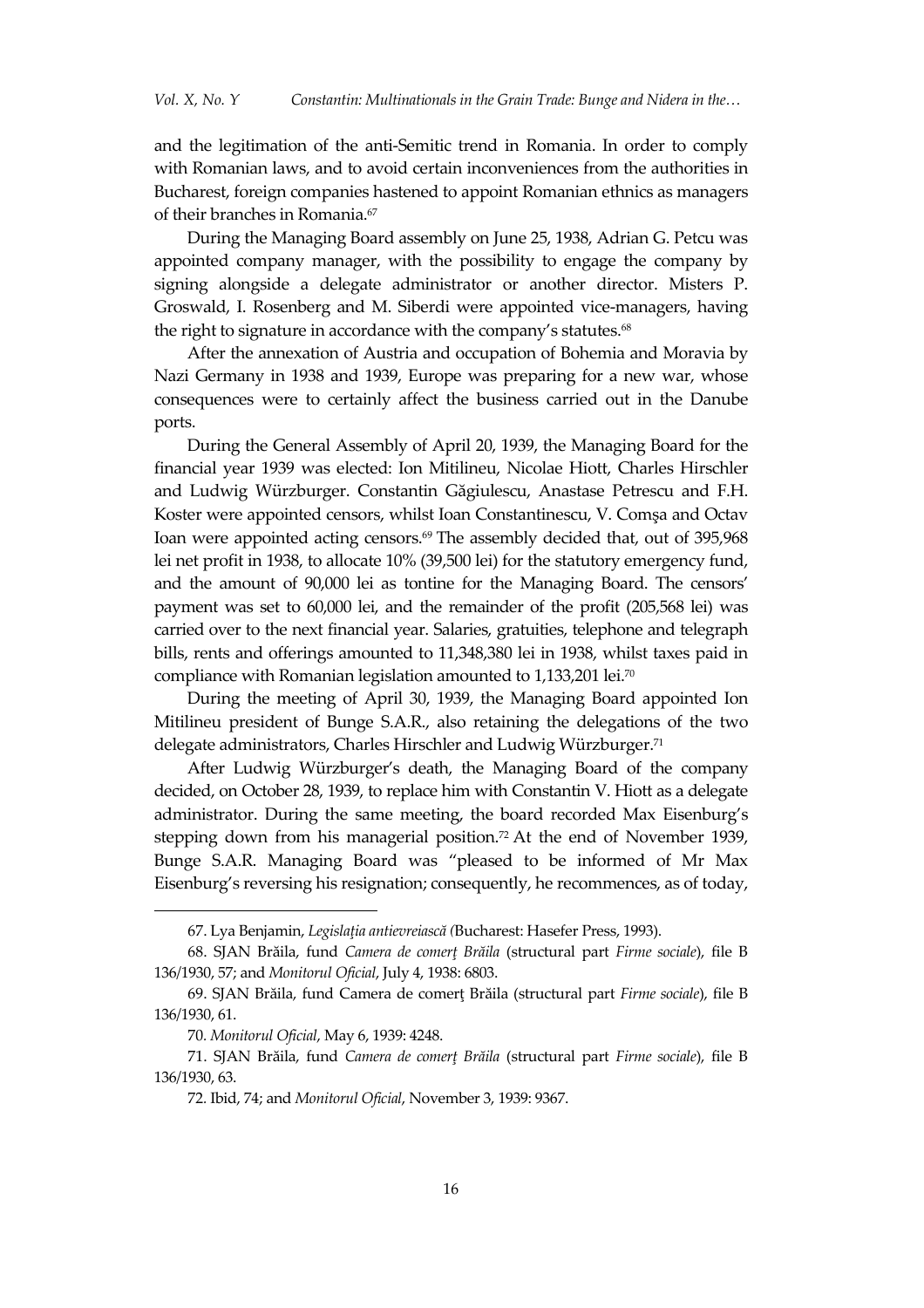and the legitimation of the anti-Semitic trend in Romania. In order to comply with Romanian laws, and to avoid certain inconveniences from the authorities in Bucharest, foreign companies hastened to appoint Romanian ethnics as managers of their branches in Romania.[67]

During the Managing Board assembly on June 25, 1938, Adrian G. Petcu was appointed company manager, with the possibility to engage the company by signing alongside a delegate administrator or another director. Misters P. Groswald, I. Rosenberg and M. Siberdi were appointed vice-managers, having the right to signature in accordance with the company's statutes.[68]

After the annexation of Austria and occupation of Bohemia and Moravia by Nazi Germany in 1938 and 1939, Europe was preparing for a new war, whose consequences were to certainly affect the business carried out in the Danube ports.

During the General Assembly of April 20, 1939, the Managing Board for the financial year 1939 was elected: Ion Mitilineu, Nicolae Hiott, Charles Hirschler and Ludwig Würzburger. Constantin Găgiulescu, Anastase Petrescu and F.H. Koster were appointed censors, whilst Ioan Constantinescu, V. Comşa and Octav Ioan were appointed acting censors.[69] The assembly decided that, out of 395,968 lei net profit in 1938, to allocate 10% (39,500 lei) for the statutory emergency fund, and the amount of 90,000 lei as tontine for the Managing Board. The censors' payment was set to 60,000 lei, and the remainder of the profit (205,568 lei) was carried over to the next financial year. Salaries, gratuities, telephone and telegraph bills, rents and offerings amounted to 11,348,380 lei in 1938, whilst taxes paid in compliance with Romanian legislation amounted to 1,133,201 lei.[70]

During the meeting of April 30, 1939, the Managing Board appointed Ion Mitilineu president of Bunge S.A.R., also retaining the delegations of the two delegate administrators, Charles Hirschler and Ludwig Würzburger.[71]

After Ludwig Würzburger's death, the Managing Board of the company decided, on October 28, 1939, to replace him with Constantin V. Hiott as a delegate administrator. During the same meeting, the board recorded Max Eisenburg's stepping down from his managerial position.[72] At the end of November 1939, Bunge S.A.R. Managing Board was "pleased to be informed of Mr Max Eisenburg's reversing his resignation; consequently, he recommences, as of today,

---

67. Lya Benjamin, *Legislația antievreiască (*Bucharest: Hasefer Press, 1993).

68. SJAN Brăila, fund *Camera de comerț Brăila* (structural part *Firme sociale*), file B 136/1930, 57; and *Monitorul Oficial*, July 4, 1938: 6803.

69. SJAN Brăila, fund Camera de comerț Brăila (structural part *Firme sociale*), file B 136/1930, 61.

70. *Monitorul Oficial*, May 6, 1939: 4248.

71. SJAN Brăila, fund *Camera de comerț Brăila* (structural part *Firme sociale*), file B 136/1930, 63.

72. Ibid, 74; and *Monitorul Oficial*, November 3, 1939: 9367.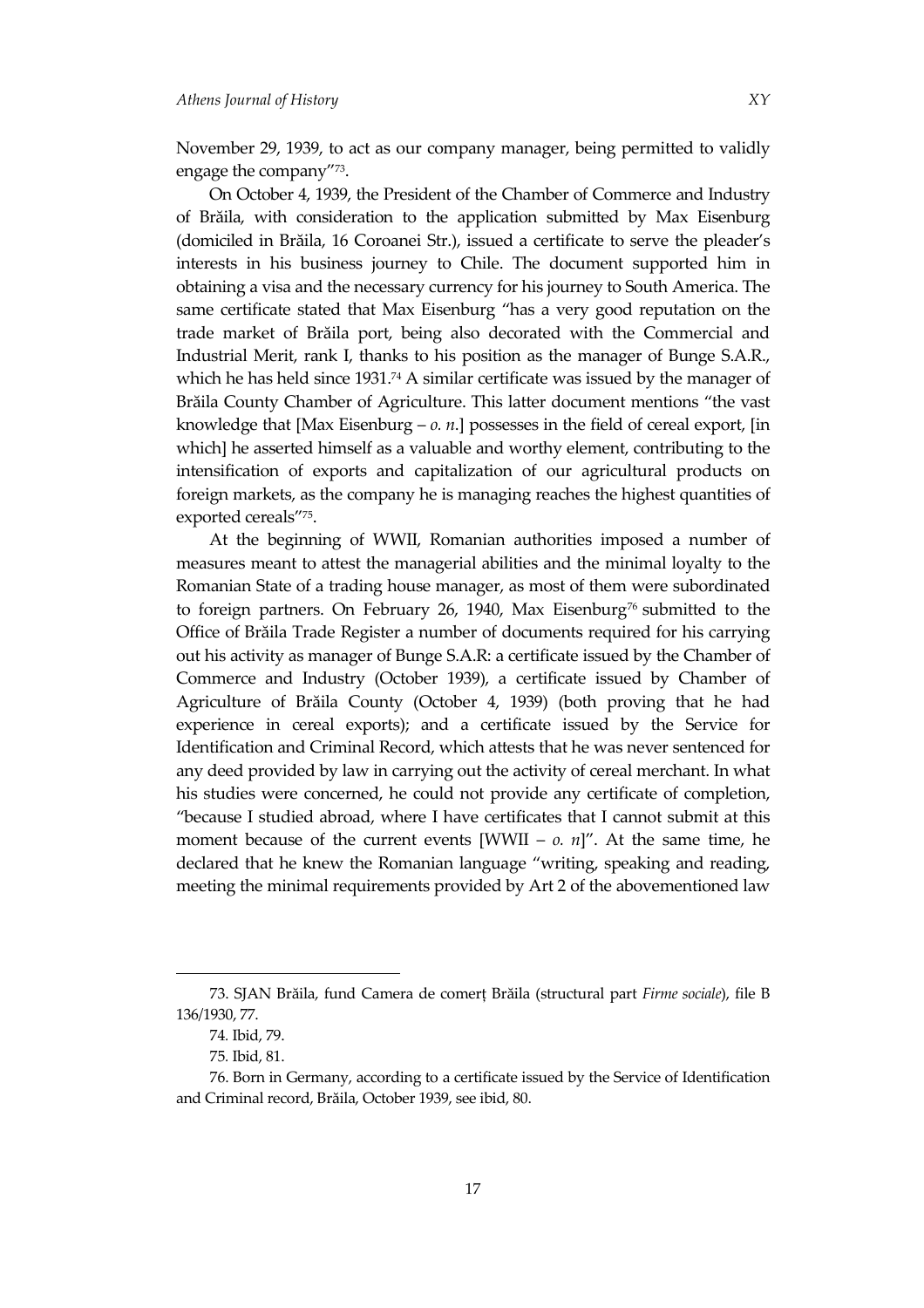November 29, 1939, to act as our company manager, being permitted to validly engage the company"[73].

On October 4, 1939, the President of the Chamber of Commerce and Industry of Brăila, with consideration to the application submitted by Max Eisenburg (domiciled in Brăila, 16 Coroanei Str.), issued a certificate to serve the pleader's interests in his business journey to Chile. The document supported him in obtaining a visa and the necessary currency for his journey to South America. The same certificate stated that Max Eisenburg "has a very good reputation on the trade market of Brăila port, being also decorated with the Commercial and Industrial Merit, rank I, thanks to his position as the manager of Bunge S.A.R., which he has held since 1931.[74] A similar certificate was issued by the manager of Brăila County Chamber of Agriculture. This latter document mentions "the vast knowledge that [Max Eisenburg – *o. n.*] possesses in the field of cereal export, [in which] he asserted himself as a valuable and worthy element, contributing to the intensification of exports and capitalization of our agricultural products on foreign markets, as the company he is managing reaches the highest quantities of exported cereals"[75].

At the beginning of WWII, Romanian authorities imposed a number of measures meant to attest the managerial abilities and the minimal loyalty to the Romanian State of a trading house manager, as most of them were subordinated to foreign partners. On February 26, 1940, Max Eisenburg[76] submitted to the Office of Brăila Trade Register a number of documents required for his carrying out his activity as manager of Bunge S.A.R: a certificate issued by the Chamber of Commerce and Industry (October 1939), a certificate issued by Chamber of Agriculture of Brăila County (October 4, 1939) (both proving that he had experience in cereal exports); and a certificate issued by the Service for Identification and Criminal Record, which attests that he was never sentenced for any deed provided by law in carrying out the activity of cereal merchant. In what his studies were concerned, he could not provide any certificate of completion, "because I studied abroad, where I have certificates that I cannot submit at this moment because of the current events [WWII – *o. n*]". At the same time, he declared that he knew the Romanian language "writing, speaking and reading, meeting the minimal requirements provided by Art 2 of the abovementioned law

---

73. SJAN Brăila, fund Camera de comerț Brăila (structural part *Firme sociale*), file B 136/1930, 77.

74. Ibid, 79.

75. Ibid, 81.

76. Born in Germany, according to a certificate issued by the Service of Identification and Criminal record, Brăila, October 1939, see ibid, 80.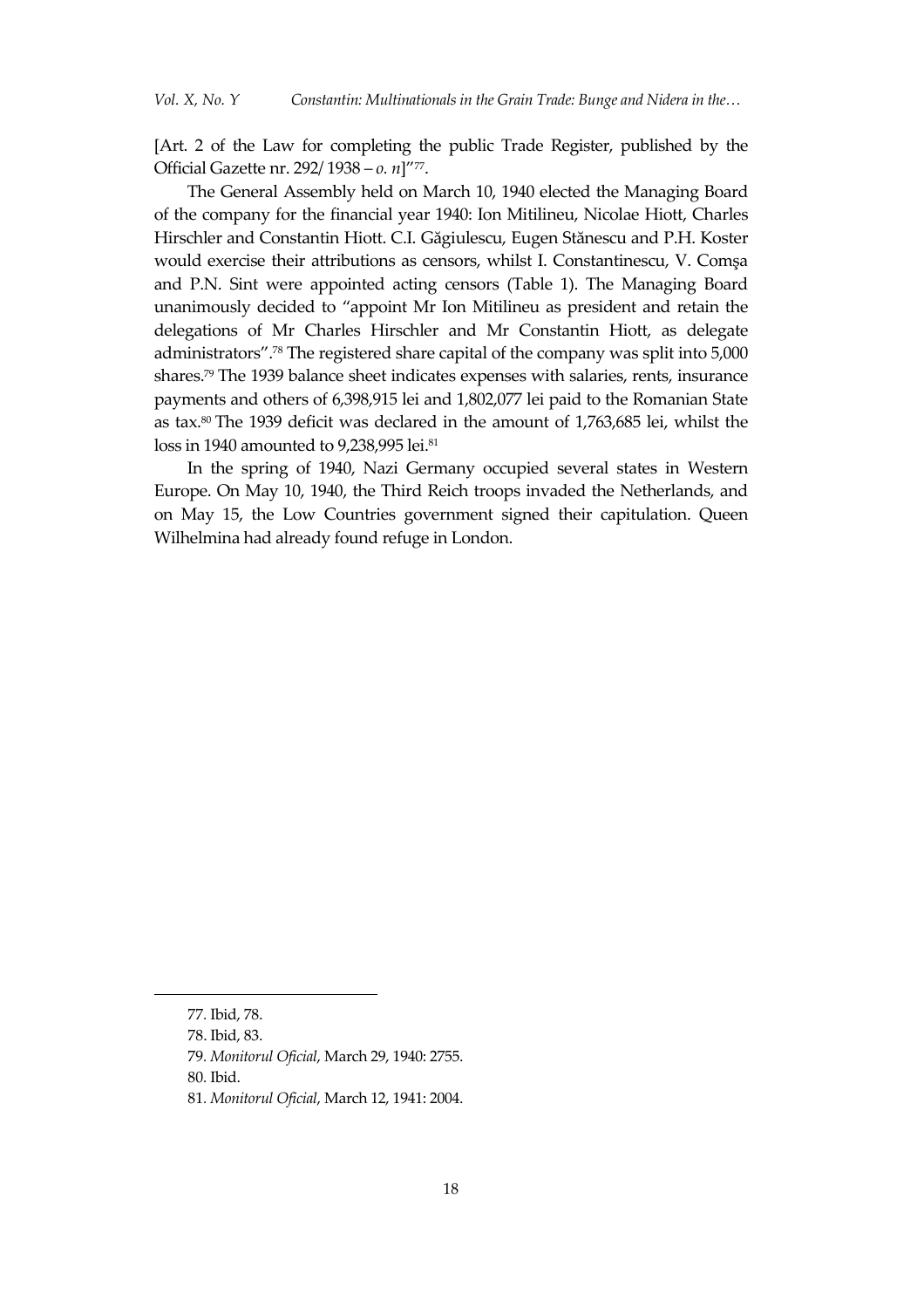[Art. 2 of the Law for completing the public Trade Register, published by the Official Gazette nr. 292/1938 – *o. n*]"[77].

The General Assembly held on March 10, 1940 elected the Managing Board of the company for the financial year 1940: Ion Mitilineu, Nicolae Hiott, Charles Hirschler and Constantin Hiott. C.I. Găgiulescu, Eugen Stănescu and P.H. Koster would exercise their attributions as censors, whilst I. Constantinescu, V. Comşa and P.N. Sint were appointed acting censors (Table 1). The Managing Board unanimously decided to "appoint Mr Ion Mitilineu as president and retain the delegations of Mr Charles Hirschler and Mr Constantin Hiott, as delegate administrators".[78] The registered share capital of the company was split into 5,000 shares.[79] The 1939 balance sheet indicates expenses with salaries, rents, insurance payments and others of 6,398,915 lei and 1,802,077 lei paid to the Romanian State as tax.[80] The 1939 deficit was declared in the amount of 1,763,685 lei, whilst the loss in 1940 amounted to 9,238,995 lei.[81]

In the spring of 1940, Nazi Germany occupied several states in Western Europe. On May 10, 1940, the Third Reich troops invaded the Netherlands, and on May 15, the Low Countries government signed their capitulation. Queen Wilhelmina had already found refuge in London.

---

77. Ibid, 78.

78. Ibid, 83.

79. *Monitorul Oficial*, March 29, 1940: 2755.

80. Ibid.

81. *Monitorul Oficial*, March 12, 1941: 2004.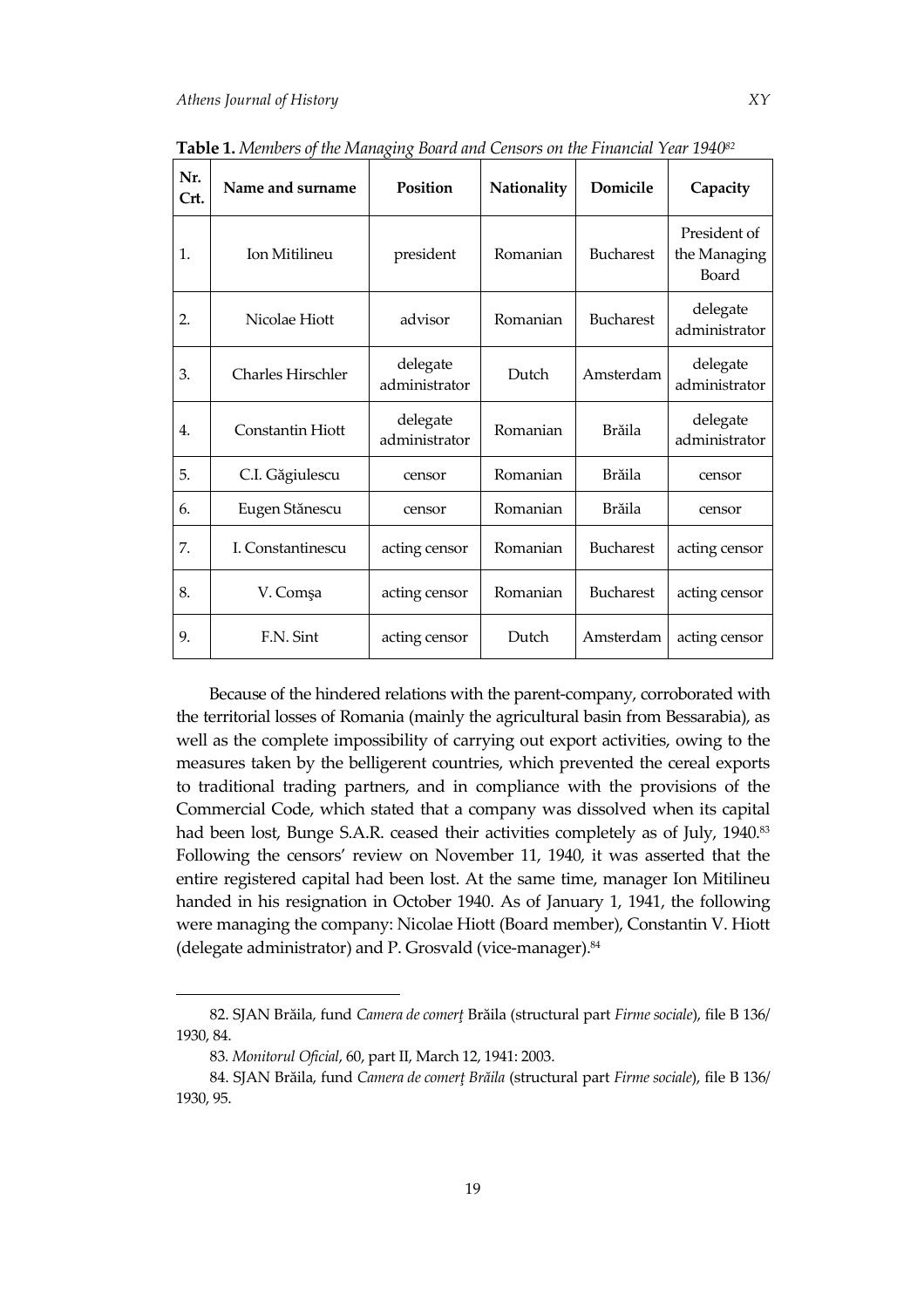**Table 1.** *Members of the Managing Board and Censors on the Financial Year 1940*[82]

| Nr. Crt. | Name and surname | Position | Nationality | Domicile | Capacity |
|---|---|---|---|---|---|
| 1. | Ion Mitilineu | president | Romanian | Bucharest | President of the Managing Board |
| 2. | Nicolae Hiott | advisor | Romanian | Bucharest | delegate administrator |
| 3. | Charles Hirschler | delegate administrator | Dutch | Amsterdam | delegate administrator |
| 4. | Constantin Hiott | delegate administrator | Romanian | Brăila | delegate administrator |
| 5. | C.I. Găgiulescu | censor | Romanian | Brăila | censor |
| 6. | Eugen Stănescu | censor | Romanian | Brăila | censor |
| 7. | I. Constantinescu | acting censor | Romanian | Bucharest | acting censor |
| 8. | V. Comşa | acting censor | Romanian | Bucharest | acting censor |
| 9. | F.N. Sint | acting censor | Dutch | Amsterdam | acting censor |

Because of the hindered relations with the parent-company, corroborated with the territorial losses of Romania (mainly the agricultural basin from Bessarabia), as well as the complete impossibility of carrying out export activities, owing to the measures taken by the belligerent countries, which prevented the cereal exports to traditional trading partners, and in compliance with the provisions of the Commercial Code, which stated that a company was dissolved when its capital had been lost, Bunge S.A.R. ceased their activities completely as of July, 1940.[83] Following the censors' review on November 11, 1940, it was asserted that the entire registered capital had been lost. At the same time, manager Ion Mitilineu handed in his resignation in October 1940. As of January 1, 1941, the following were managing the company: Nicolae Hiott (Board member), Constantin V. Hiott (delegate administrator) and P. Grosvald (vice-manager).[84]

82. SJAN Brăila, fund *Camera de comerţ* Brăila (structural part *Firme sociale*), file B 136/ 1930, 84.

83. *Monitorul Oficial*, 60, part II, March 12, 1941: 2003.

84. SJAN Brăila, fund *Camera de comerţ Brăila* (structural part *Firme sociale*), file B 136/ 1930, 95.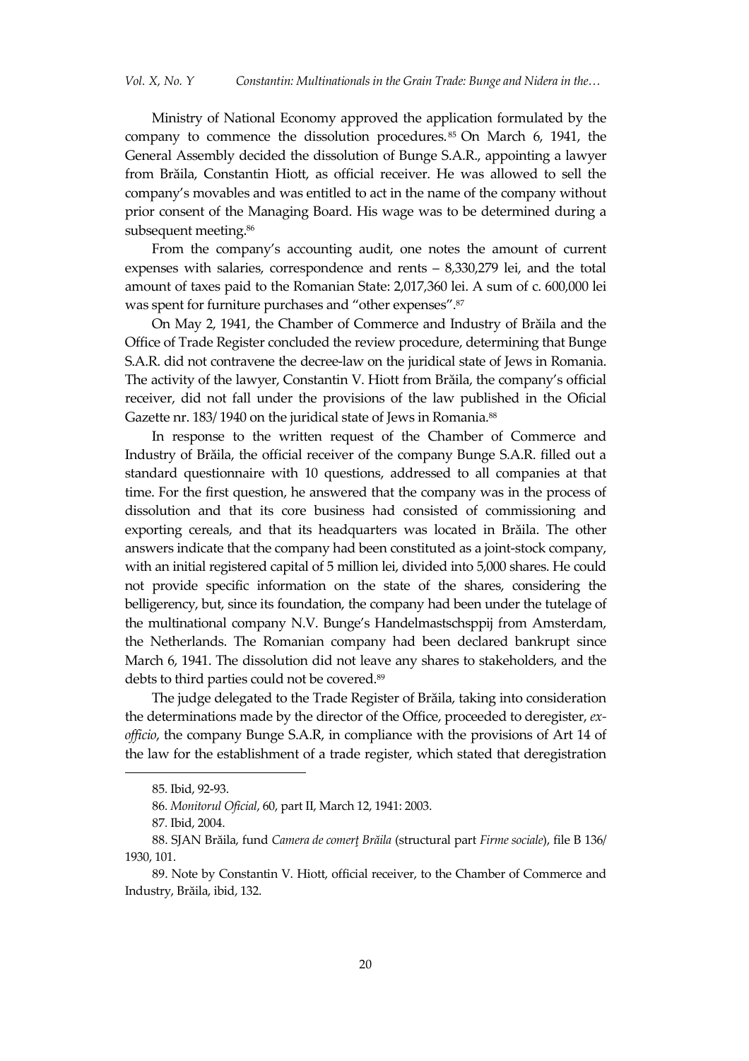Ministry of National Economy approved the application formulated by the company to commence the dissolution procedures.[85] On March 6, 1941, the General Assembly decided the dissolution of Bunge S.A.R., appointing a lawyer from Brăila, Constantin Hiott, as official receiver. He was allowed to sell the company's movables and was entitled to act in the name of the company without prior consent of the Managing Board. His wage was to be determined during a subsequent meeting.[86]

From the company's accounting audit, one notes the amount of current expenses with salaries, correspondence and rents – 8,330,279 lei, and the total amount of taxes paid to the Romanian State: 2,017,360 lei. A sum of c. 600,000 lei was spent for furniture purchases and "other expenses".[87]

On May 2, 1941, the Chamber of Commerce and Industry of Brăila and the Office of Trade Register concluded the review procedure, determining that Bunge S.A.R. did not contravene the decree-law on the juridical state of Jews in Romania. The activity of the lawyer, Constantin V. Hiott from Brăila, the company's official receiver, did not fall under the provisions of the law published in the Oficial Gazette nr. 183/1940 on the juridical state of Jews in Romania.[88]

In response to the written request of the Chamber of Commerce and Industry of Brăila, the official receiver of the company Bunge S.A.R. filled out a standard questionnaire with 10 questions, addressed to all companies at that time. For the first question, he answered that the company was in the process of dissolution and that its core business had consisted of commissioning and exporting cereals, and that its headquarters was located in Brăila. The other answers indicate that the company had been constituted as a joint-stock company, with an initial registered capital of 5 million lei, divided into 5,000 shares. He could not provide specific information on the state of the shares, considering the belligerency, but, since its foundation, the company had been under the tutelage of the multinational company N.V. Bunge's Handelmastschsppij from Amsterdam, the Netherlands. The Romanian company had been declared bankrupt since March 6, 1941. The dissolution did not leave any shares to stakeholders, and the debts to third parties could not be covered.[89]

The judge delegated to the Trade Register of Brăila, taking into consideration the determinations made by the director of the Office, proceeded to deregister, *ex-officio*, the company Bunge S.A.R, in compliance with the provisions of Art 14 of the law for the establishment of a trade register, which stated that deregistration

---

85. Ibid, 92-93.

86. *Monitorul Oficial*, 60, part II, March 12, 1941: 2003.

87. Ibid, 2004.

88. SJAN Brăila, fund *Camera de comerț Brăila* (structural part *Firme sociale*), file B 136/1930, 101.

89. Note by Constantin V. Hiott, official receiver, to the Chamber of Commerce and Industry, Brăila, ibid, 132.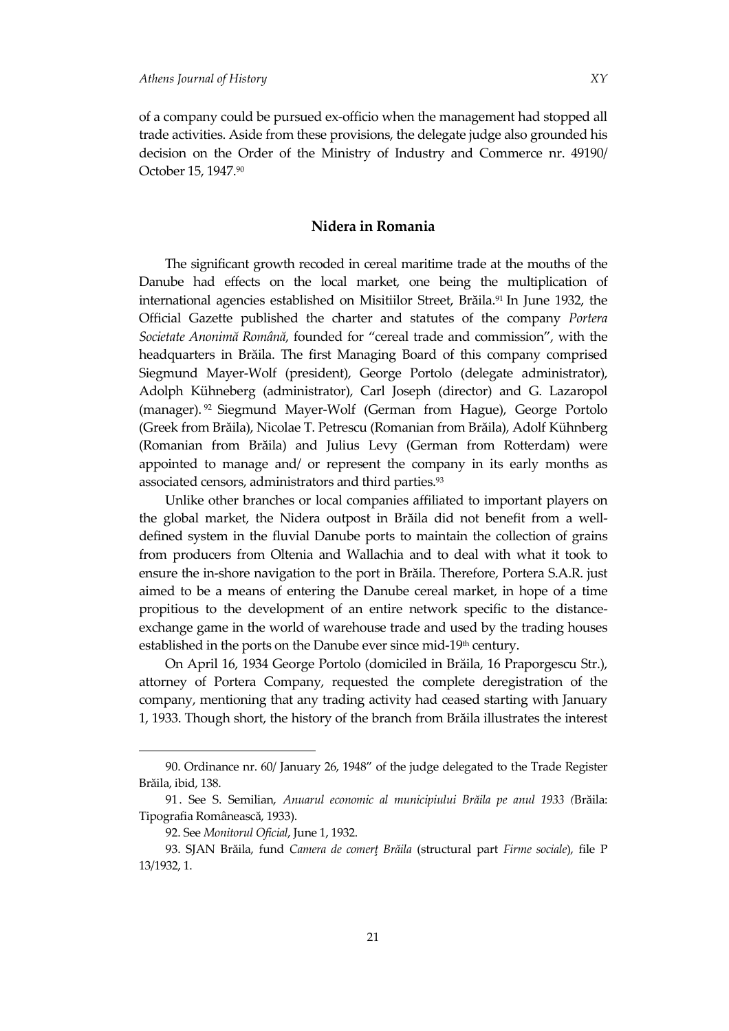of a company could be pursued ex-officio when the management had stopped all trade activities. Aside from these provisions, the delegate judge also grounded his decision on the Order of the Ministry of Industry and Commerce nr. 49190/ October 15, 1947.[90]

## Nidera in Romania

The significant growth recoded in cereal maritime trade at the mouths of the Danube had effects on the local market, one being the multiplication of international agencies established on Misitiilor Street, Brăila.[91] In June 1932, the Official Gazette published the charter and statutes of the company *Portera Societate Anonimă Română*, founded for "cereal trade and commission", with the headquarters in Brăila. The first Managing Board of this company comprised Siegmund Mayer-Wolf (president), George Portolo (delegate administrator), Adolph Kühneberg (administrator), Carl Joseph (director) and G. Lazaropol (manager).[92] Siegmund Mayer-Wolf (German from Hague), George Portolo (Greek from Brăila), Nicolae T. Petrescu (Romanian from Brăila), Adolf Kühnberg (Romanian from Brăila) and Julius Levy (German from Rotterdam) were appointed to manage and/ or represent the company in its early months as associated censors, administrators and third parties.[93]

Unlike other branches or local companies affiliated to important players on the global market, the Nidera outpost in Brăila did not benefit from a well-defined system in the fluvial Danube ports to maintain the collection of grains from producers from Oltenia and Wallachia and to deal with what it took to ensure the in-shore navigation to the port in Brăila. Therefore, Portera S.A.R. just aimed to be a means of entering the Danube cereal market, in hope of a time propitious to the development of an entire network specific to the distance-exchange game in the world of warehouse trade and used by the trading houses established in the ports on the Danube ever since mid-19th century.

On April 16, 1934 George Portolo (domiciled in Brăila, 16 Praporgescu Str.), attorney of Portera Company, requested the complete deregistration of the company, mentioning that any trading activity had ceased starting with January 1, 1933. Though short, the history of the branch from Brăila illustrates the interest

---

90. Ordinance nr. 60/ January 26, 1948" of the judge delegated to the Trade Register Brăila, ibid, 138.

91. See S. Semilian, *Anuarul economic al municipiului Brăila pe anul 1933* (Brăila: Tipografia Românească, 1933).

92. See *Monitorul Oficial*, June 1, 1932.

93. SJAN Brăila, fund *Camera de comerț Brăila* (structural part *Firme sociale*), file P 13/1932, 1.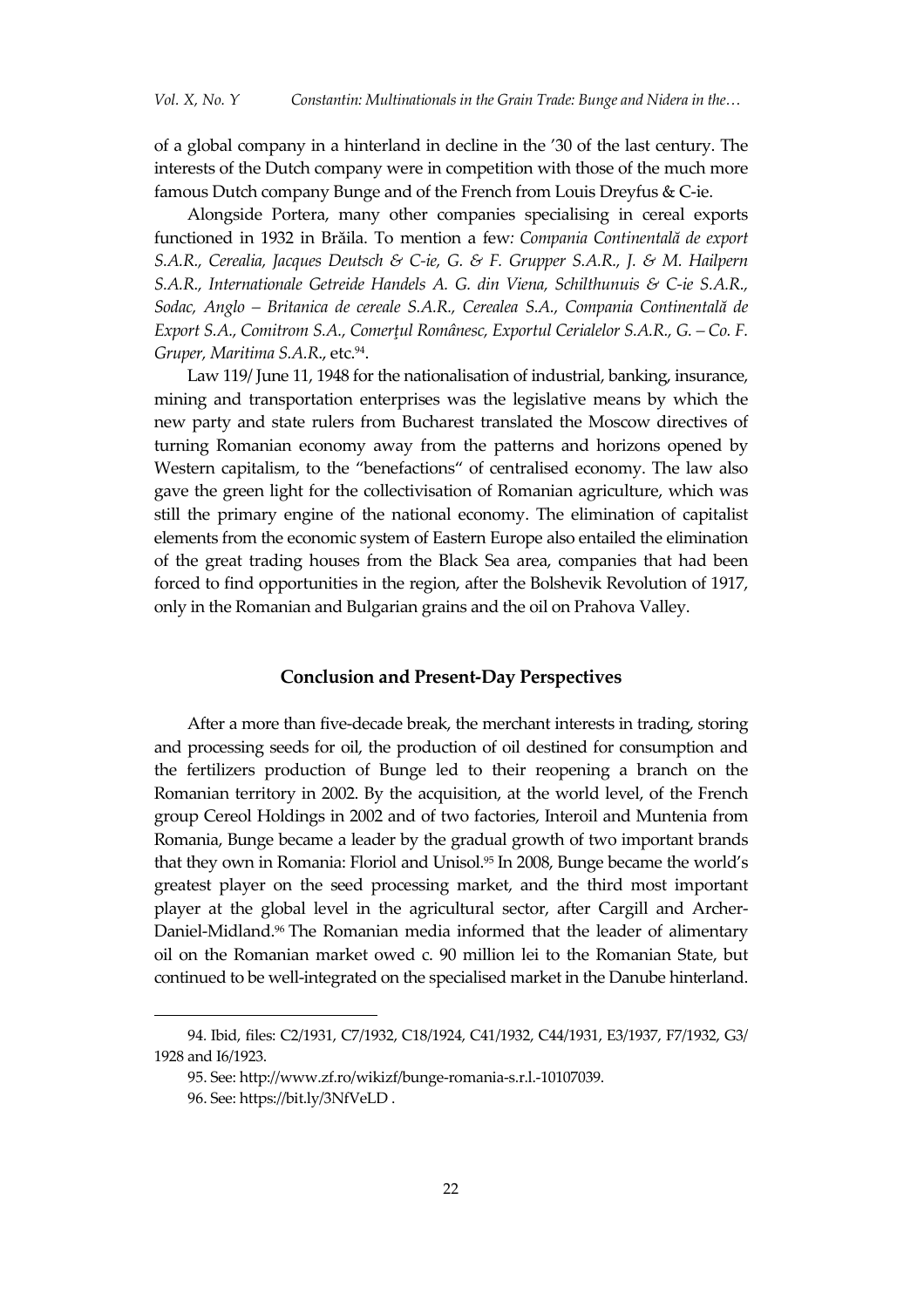of a global company in a hinterland in decline in the '30 of the last century. The interests of the Dutch company were in competition with those of the much more famous Dutch company Bunge and of the French from Louis Dreyfus & C-ie.

Alongside Portera, many other companies specialising in cereal exports functioned in 1932 in Brăila. To mention a few: *Compania Continentală de export S.A.R., Cerealia, Jacques Deutsch & C-ie, G. & F. Grupper S.A.R., J. & M. Hailpern S.A.R., Internationale Getreide Handels A. G. din Viena, Schilthunuis & C-ie S.A.R., Sodac, Anglo – Britanica de cereale S.A.R., Cerealea S.A., Compania Continentală de Export S.A., Comitrom S.A., Comerţul Românesc, Exportul Cerialelor S.A.R., G. – Co. F. Gruper, Maritima S.A.R*., etc.[94].

Law 119/ June 11, 1948 for the nationalisation of industrial, banking, insurance, mining and transportation enterprises was the legislative means by which the new party and state rulers from Bucharest translated the Moscow directives of turning Romanian economy away from the patterns and horizons opened by Western capitalism, to the "benefactions" of centralised economy. The law also gave the green light for the collectivisation of Romanian agriculture, which was still the primary engine of the national economy. The elimination of capitalist elements from the economic system of Eastern Europe also entailed the elimination of the great trading houses from the Black Sea area, companies that had been forced to find opportunities in the region, after the Bolshevik Revolution of 1917, only in the Romanian and Bulgarian grains and the oil on Prahova Valley.

## Conclusion and Present-Day Perspectives

After a more than five-decade break, the merchant interests in trading, storing and processing seeds for oil, the production of oil destined for consumption and the fertilizers production of Bunge led to their reopening a branch on the Romanian territory in 2002. By the acquisition, at the world level, of the French group Cereol Holdings in 2002 and of two factories, Interoil and Muntenia from Romania, Bunge became a leader by the gradual growth of two important brands that they own in Romania: Floriol and Unisol.[95] In 2008, Bunge became the world's greatest player on the seed processing market, and the third most important player at the global level in the agricultural sector, after Cargill and Archer-Daniel-Midland.[96] The Romanian media informed that the leader of alimentary oil on the Romanian market owed c. 90 million lei to the Romanian State, but continued to be well-integrated on the specialised market in the Danube hinterland.

---

94. Ibid, files: C2/1931, C7/1932, C18/1924, C41/1932, C44/1931, E3/1937, F7/1932, G3/1928 and I6/1923.

95. See: http://www.zf.ro/wikizf/bunge-romania-s.r.l.-10107039.

96. See: https://bit.ly/3NfVeLD .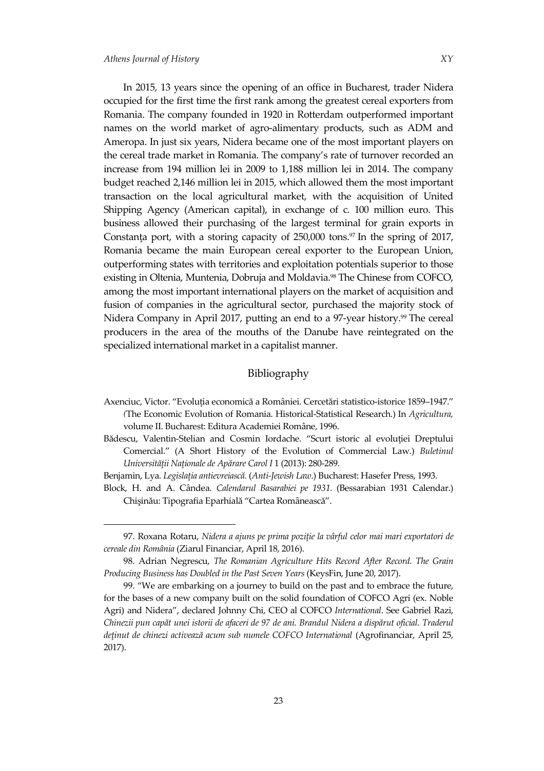In 2015, 13 years since the opening of an office in Bucharest, trader Nidera occupied for the first time the first rank among the greatest cereal exporters from Romania. The company founded in 1920 in Rotterdam outperformed important names on the world market of agro-alimentary products, such as ADM and Ameropa. In just six years, Nidera became one of the most important players on the cereal trade market in Romania. The company's rate of turnover recorded an increase from 194 million lei in 2009 to 1,188 million lei in 2014. The company budget reached 2,146 million lei in 2015, which allowed them the most important transaction on the local agricultural market, with the acquisition of United Shipping Agency (American capital), in exchange of c. 100 million euro. This business allowed their purchasing of the largest terminal for grain exports in Constanța port, with a storing capacity of 250,000 tons.[97] In the spring of 2017, Romania became the main European cereal exporter to the European Union, outperforming states with territories and exploitation potentials superior to those existing in Oltenia, Muntenia, Dobruja and Moldavia.[98] The Chinese from COFCO, among the most important international players on the market of acquisition and fusion of companies in the agricultural sector, purchased the majority stock of Nidera Company in April 2017, putting an end to a 97-year history.[99] The cereal producers in the area of the mouths of the Danube have reintegrated on the specialized international market in a capitalist manner.

## Bibliography

Axenciuc, Victor. "Evoluția economică a României. Cercetări statistico-istorice 1859–1947." (The Economic Evolution of Romania. Historical-Statistical Research.) In *Agricultura,* volume II. Bucharest: Editura Academiei Române, 1996.

Bădescu, Valentin-Stelian and Cosmin Iordache. "Scurt istoric al evoluției Dreptului Comercial." (A Short History of the Evolution of Commercial Law.) *Buletinul Universității Naționale de Apărare Carol I* 1 (2013): 280-289.

Benjamin, Lya. *Legislația antievreiască.* (*Anti-Jewish Law*.) Bucharest: Hasefer Press, 1993.

Block, H. and A. Cândea. *Calendarul Basarabiei pe 1931.* (Bessarabian 1931 Calendar.) Chişinău: Tipografia Eparhială "Cartea Românească".

---

97. Roxana Rotaru, *Nidera a ajuns pe prima poziție la vârful celor mai mari exportatori de cereale din România* (Ziarul Financiar, April 18, 2016).

98. Adrian Negrescu, *The Romanian Agriculture Hits Record After Record. The Grain Producing Business has Doubled in the Past Seven Years* (KeysFin, June 20, 2017).

99. "We are embarking on a journey to build on the past and to embrace the future, for the bases of a new company built on the solid foundation of COFCO Agri (ex. Noble Agri) and Nidera", declared Johnny Chi, CEO al COFCO *International*. See Gabriel Razi, *Chinezii pun capăt unei istorii de afaceri de 97 de ani. Brandul Nidera a dispărut oficial. Traderul deținut de chinezi activează acum sub numele COFCO International* (Agrofinanciar, April 25, 2017).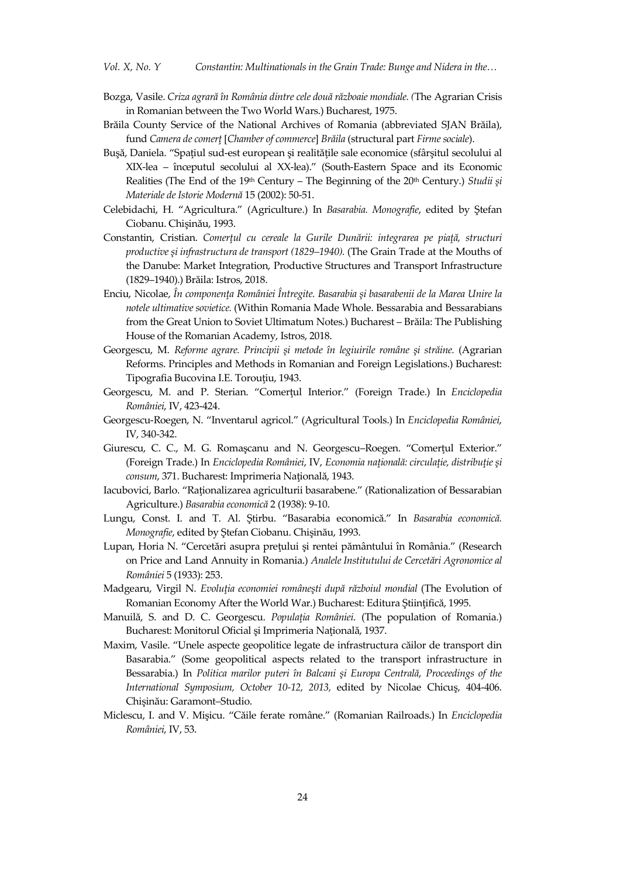Bozga, Vasile. *Criza agrară în România dintre cele două războaie mondiale. (*The Agrarian Crisis in Romanian between the Two World Wars.) Bucharest, 1975.

Brăila County Service of the National Archives of Romania (abbreviated SJAN Brăila), fund *Camera de comerț* [*Chamber of commerce*] *Brăila* (structural part *Firme sociale*).

Bușă, Daniela. "Spațiul sud-est european și realitățile sale economice (sfârșitul secolului al XIX-lea – începutul secolului al XX-lea)." (South-Eastern Space and its Economic Realities (The End of the 19th Century – The Beginning of the 20th Century.) *Studii și Materiale de Istorie Modernă* 15 (2002): 50-51.

Celebidachi, H. "Agricultura." (Agriculture.) In *Basarabia. Monografie*, edited by Ștefan Ciobanu. Chișinău, 1993.

Constantin, Cristian. *Comerțul cu cereale la Gurile Dunării: integrarea pe piață, structuri productive și infrastructura de transport (1829–1940).* (The Grain Trade at the Mouths of the Danube: Market Integration, Productive Structures and Transport Infrastructure (1829–1940).) Brăila: Istros, 2018.

Enciu, Nicolae, *În componența României Întregite. Basarabia și basarabenii de la Marea Unire la notele ultimative sovietice.* (Within Romania Made Whole. Bessarabia and Bessarabians from the Great Union to Soviet Ultimatum Notes.) Bucharest – Brăila: The Publishing House of the Romanian Academy, Istros, 2018.

Georgescu, M. *Reforme agrare. Principii și metode în legiuirile române și străine.* (Agrarian Reforms. Principles and Methods in Romanian and Foreign Legislations.) Bucharest: Tipografia Bucovina I.E. Torouțiu, 1943.

Georgescu, M. and P. Sterian. "Comerțul Interior." (Foreign Trade.) In *Enciclopedia României*, IV, 423-424.

Georgescu-Roegen, N. "Inventarul agricol." (Agricultural Tools.) In *Enciclopedia României*, IV, 340-342.

Giurescu, C. C., M. G. Romașcanu and N. Georgescu–Roegen. "Comerțul Exterior." (Foreign Trade.) In *Enciclopedia României*, IV, *Economia națională: circulație, distribuție și consum*, 371. Bucharest: Imprimeria Națională, 1943.

Iacubovici, Barlo. "Raționalizarea agriculturii basarabene." (Rationalization of Bessarabian Agriculture.) *Basarabia economică* 2 (1938): 9-10.

Lungu, Const. I. and T. Al. Știrbu. "Basarabia economică." In *Basarabia economică. Monografie*, edited by Ștefan Ciobanu. Chișinău, 1993.

Lupan, Horia N. "Cercetări asupra prețului și rentei pământului în România." (Research on Price and Land Annuity in Romania.) *Analele Institutului de Cercetări Agronomice al României* 5 (1933): 253.

Madgearu, Virgil N. *Evoluția economiei românești după războiul mondial* (The Evolution of Romanian Economy After the World War.) Bucharest: Editura Științifică, 1995.

Manuilă, S. and D. C. Georgescu. *Populația României*. (The population of Romania.) Bucharest: Monitorul Oficial și Imprimeria Națională, 1937.

Maxim, Vasile. "Unele aspecte geopolitice legate de infrastructura căilor de transport din Basarabia." (Some geopolitical aspects related to the transport infrastructure in Bessarabia.) In *Politica marilor puteri în Balcani și Europa Centrală*, *Proceedings of the International Symposium, October 10-12, 2013*, edited by Nicolae Chicuș, 404-406. Chișinău: Garamont–Studio.

Miclescu, I. and V. Mișicu. "Căile ferate române." (Romanian Railroads.) In *Enciclopedia României*, IV, 53.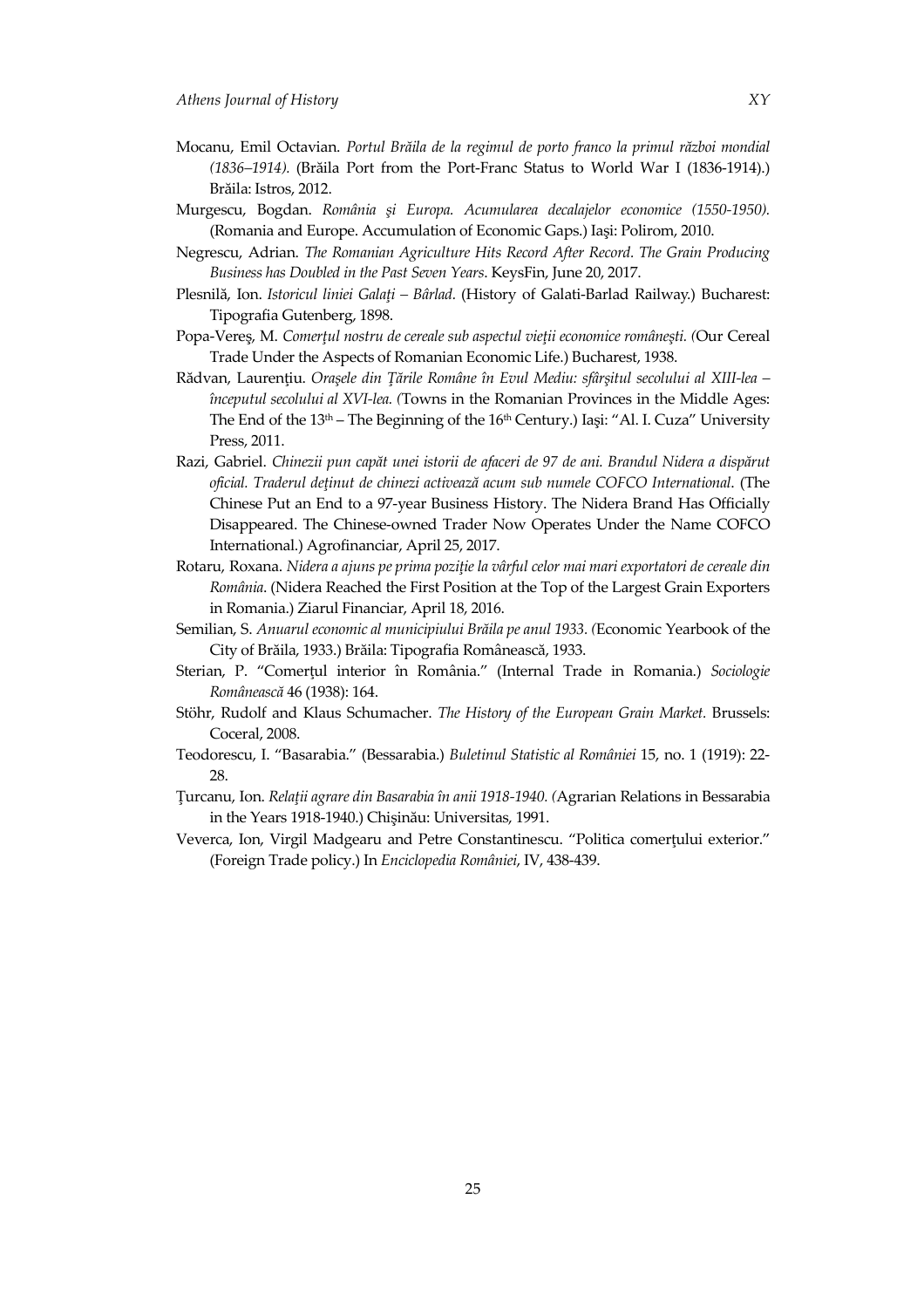Mocanu, Emil Octavian. *Portul Brăila de la regimul de porto franco la primul război mondial (1836–1914).* (Brăila Port from the Port-Franc Status to World War I (1836-1914).) Brăila: Istros, 2012.

Murgescu, Bogdan. *România şi Europa. Acumularea decalajelor economice (1550-1950).* (Romania and Europe. Accumulation of Economic Gaps.) Iaşi: Polirom, 2010.

Negrescu, Adrian. *The Romanian Agriculture Hits Record After Record. The Grain Producing Business has Doubled in the Past Seven Years*. KeysFin, June 20, 2017.

Plesnilă, Ion. *Istoricul liniei Galaţi – Bârlad*. (History of Galati-Barlad Railway.) Bucharest: Tipografia Gutenberg, 1898.

Popa-Vereş, M. *Comerţul nostru de cereale sub aspectul vieţii economice româneşti. (*Our Cereal Trade Under the Aspects of Romanian Economic Life.) Bucharest, 1938.

Rădvan, Laurenţiu. *Oraşele din Ţările Române în Evul Mediu: sfârşitul secolului al XIII-lea – începutul secolului al XVI-lea. (*Towns in the Romanian Provinces in the Middle Ages: The End of the 13th – The Beginning of the 16th Century.) Iaşi: "Al. I. Cuza" University Press, 2011.

Razi, Gabriel. *Chinezii pun capăt unei istorii de afaceri de 97 de ani. Brandul Nidera a dispărut oficial. Traderul deţinut de chinezi activează acum sub numele COFCO International*. (The Chinese Put an End to a 97-year Business History. The Nidera Brand Has Officially Disappeared. The Chinese-owned Trader Now Operates Under the Name COFCO International.) Agrofinanciar, April 25, 2017.

Rotaru, Roxana. *Nidera a ajuns pe prima poziţie la vârful celor mai mari exportatori de cereale din România*. (Nidera Reached the First Position at the Top of the Largest Grain Exporters in Romania.) Ziarul Financiar, April 18, 2016.

Semilian, S. *Anuarul economic al municipiului Brăila pe anul 1933. (*Economic Yearbook of the City of Brăila, 1933.) Brăila: Tipografia Românească, 1933.

Sterian, P. "Comerţul interior în România." (Internal Trade in Romania.) *Sociologie Românească* 46 (1938): 164.

Stöhr, Rudolf and Klaus Schumacher. *The History of the European Grain Market*. Brussels: Coceral, 2008.

Teodorescu, I. "Basarabia." (Bessarabia.) *Buletinul Statistic al României* 15, no. 1 (1919): 22-28.

Ţurcanu, Ion. *Relaţii agrare din Basarabia în anii 1918-1940. (*Agrarian Relations in Bessarabia in the Years 1918-1940.) Chişinău: Universitas, 1991.

Veverca, Ion, Virgil Madgearu and Petre Constantinescu. "Politica comerţului exterior." (Foreign Trade policy.) In *Enciclopedia României*, IV, 438-439.